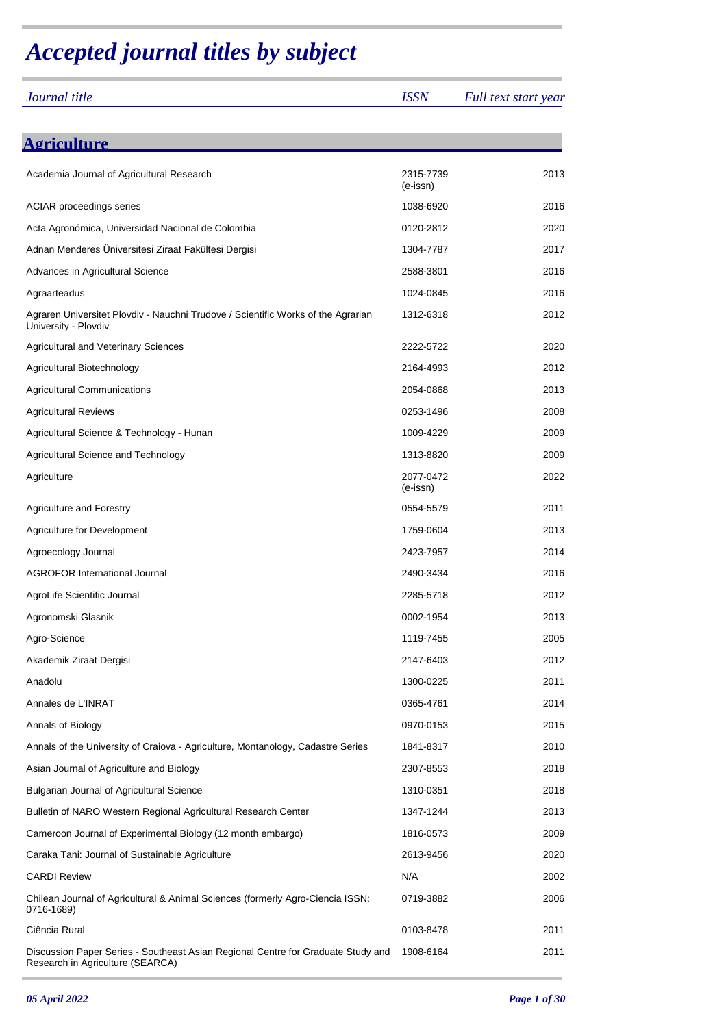# *Accepted journal titles by subject*

| *Journal title* | *ISSN* | *Full text start year* |
|---|---|---|

## Agriculture

| Journal title | ISSN | Full text start year |
|---|---|---|
| Academia Journal of Agricultural Research | 2315-7739 (e-issn) | 2013 |
| ACIAR proceedings series | 1038-6920 | 2016 |
| Acta Agronómica, Universidad Nacional de Colombia | 0120-2812 | 2020 |
| Adnan Menderes Üniversitesi Ziraat Fakültesi Dergisi | 1304-7787 | 2017 |
| Advances in Agricultural Science | 2588-3801 | 2016 |
| Agraarteadus | 1024-0845 | 2016 |
| Agraren Universitet Plovdiv - Nauchni Trudove / Scientific Works of the Agrarian University - Plovdiv | 1312-6318 | 2012 |
| Agricultural and Veterinary Sciences | 2222-5722 | 2020 |
| Agricultural Biotechnology | 2164-4993 | 2012 |
| Agricultural Communications | 2054-0868 | 2013 |
| Agricultural Reviews | 0253-1496 | 2008 |
| Agricultural Science & Technology - Hunan | 1009-4229 | 2009 |
| Agricultural Science and Technology | 1313-8820 | 2009 |
| Agriculture | 2077-0472 (e-issn) | 2022 |
| Agriculture and Forestry | 0554-5579 | 2011 |
| Agriculture for Development | 1759-0604 | 2013 |
| Agroecology Journal | 2423-7957 | 2014 |
| AGROFOR International Journal | 2490-3434 | 2016 |
| AgroLife Scientific Journal | 2285-5718 | 2012 |
| Agronomski Glasnik | 0002-1954 | 2013 |
| Agro-Science | 1119-7455 | 2005 |
| Akademik Ziraat Dergisi | 2147-6403 | 2012 |
| Anadolu | 1300-0225 | 2011 |
| Annales de L'INRAT | 0365-4761 | 2014 |
| Annals of Biology | 0970-0153 | 2015 |
| Annals of the University of Craiova - Agriculture, Montanology, Cadastre Series | 1841-8317 | 2010 |
| Asian Journal of Agriculture and Biology | 2307-8553 | 2018 |
| Bulgarian Journal of Agricultural Science | 1310-0351 | 2018 |
| Bulletin of NARO Western Regional Agricultural Research Center | 1347-1244 | 2013 |
| Cameroon Journal of Experimental Biology (12 month embargo) | 1816-0573 | 2009 |
| Caraka Tani: Journal of Sustainable Agriculture | 2613-9456 | 2020 |
| CARDI Review | N/A | 2002 |
| Chilean Journal of Agricultural & Animal Sciences (formerly Agro-Ciencia ISSN: 0716-1689) | 0719-3882 | 2006 |
| Ciência Rural | 0103-8478 | 2011 |
| Discussion Paper Series - Southeast Asian Regional Centre for Graduate Study and Research in Agriculture (SEARCA) | 1908-6164 | 2011 |

*05 April 2022*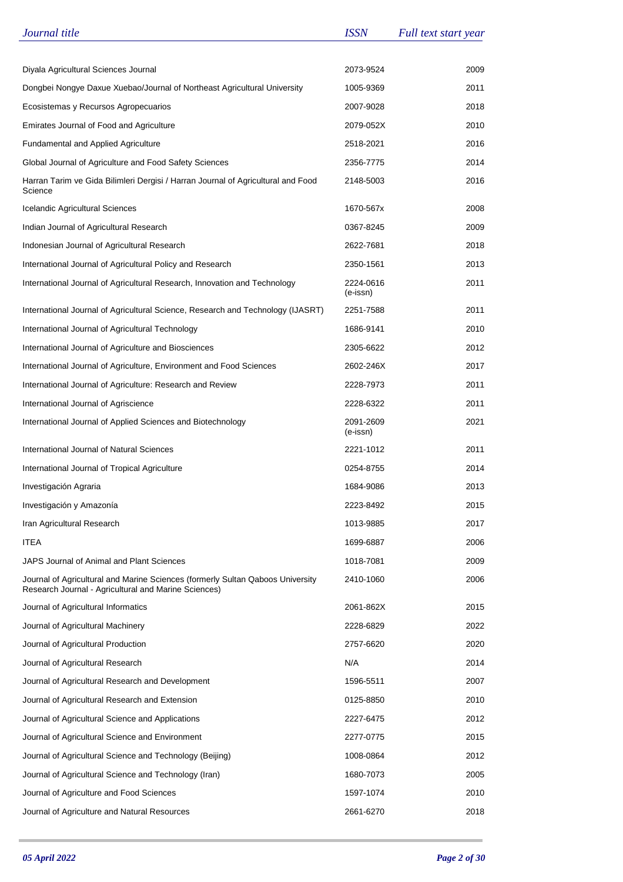| *Journal title* | *ISSN* | *Full text start year* |
| --- | --- | --- |
| Diyala Agricultural Sciences Journal | 2073-9524 | 2009 |
| Dongbei Nongye Daxue Xuebao/Journal of Northeast Agricultural University | 1005-9369 | 2011 |
| Ecosistemas y Recursos Agropecuarios | 2007-9028 | 2018 |
| Emirates Journal of Food and Agriculture | 2079-052X | 2010 |
| Fundamental and Applied Agriculture | 2518-2021 | 2016 |
| Global Journal of Agriculture and Food Safety Sciences | 2356-7775 | 2014 |
| Harran Tarim ve Gida Bilimleri Dergisi / Harran Journal of Agricultural and Food Science | 2148-5003 | 2016 |
| Icelandic Agricultural Sciences | 1670-567x | 2008 |
| Indian Journal of Agricultural Research | 0367-8245 | 2009 |
| Indonesian Journal of Agricultural Research | 2622-7681 | 2018 |
| International Journal of Agricultural Policy and Research | 2350-1561 | 2013 |
| International Journal of Agricultural Research, Innovation and Technology | 2224-0616 (e-issn) | 2011 |
| International Journal of Agricultural Science, Research and Technology (IJASRT) | 2251-7588 | 2011 |
| International Journal of Agricultural Technology | 1686-9141 | 2010 |
| International Journal of Agriculture and Biosciences | 2305-6622 | 2012 |
| International Journal of Agriculture, Environment and Food Sciences | 2602-246X | 2017 |
| International Journal of Agriculture: Research and Review | 2228-7973 | 2011 |
| International Journal of Agriscience | 2228-6322 | 2011 |
| International Journal of Applied Sciences and Biotechnology | 2091-2609 (e-issn) | 2021 |
| International Journal of Natural Sciences | 2221-1012 | 2011 |
| International Journal of Tropical Agriculture | 0254-8755 | 2014 |
| Investigación Agraria | 1684-9086 | 2013 |
| Investigación y Amazonía | 2223-8492 | 2015 |
| Iran Agricultural Research | 1013-9885 | 2017 |
| ITEA | 1699-6887 | 2006 |
| JAPS Journal of Animal and Plant Sciences | 1018-7081 | 2009 |
| Journal of Agricultural and Marine Sciences (formerly Sultan Qaboos University Research Journal - Agricultural and Marine Sciences) | 2410-1060 | 2006 |
| Journal of Agricultural Informatics | 2061-862X | 2015 |
| Journal of Agricultural Machinery | 2228-6829 | 2022 |
| Journal of Agricultural Production | 2757-6620 | 2020 |
| Journal of Agricultural Research | N/A | 2014 |
| Journal of Agricultural Research and Development | 1596-5511 | 2007 |
| Journal of Agricultural Research and Extension | 0125-8850 | 2010 |
| Journal of Agricultural Science and Applications | 2227-6475 | 2012 |
| Journal of Agricultural Science and Environment | 2277-0775 | 2015 |
| Journal of Agricultural Science and Technology (Beijing) | 1008-0864 | 2012 |
| Journal of Agricultural Science and Technology (Iran) | 1680-7073 | 2005 |
| Journal of Agriculture and Food Sciences | 1597-1074 | 2010 |
| Journal of Agriculture and Natural Resources | 2661-6270 | 2018 |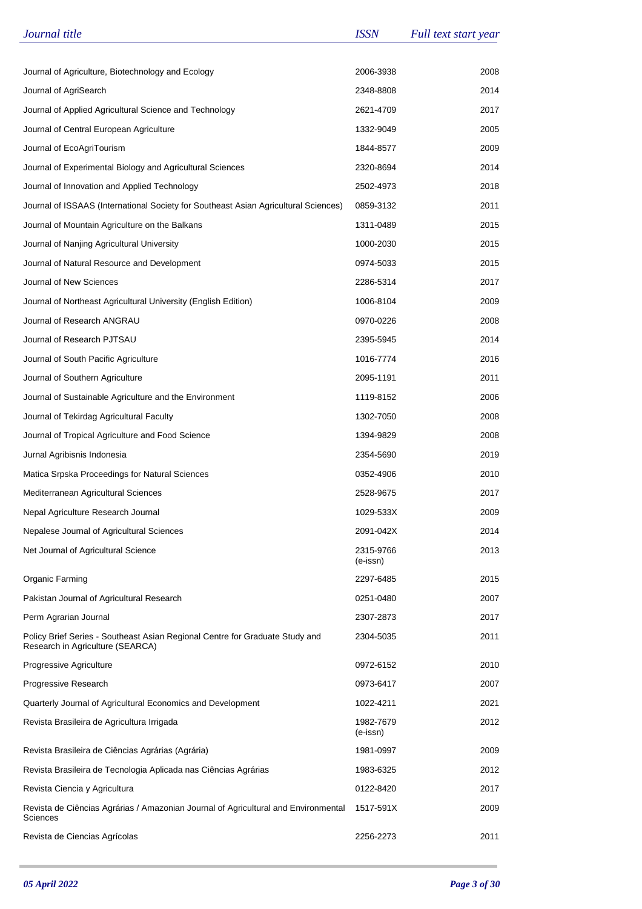| *Journal title* | *ISSN* | *Full text start year* |
|---|---|---|
| Journal of Agriculture, Biotechnology and Ecology | 2006-3938 | 2008 |
| Journal of AgriSearch | 2348-8808 | 2014 |
| Journal of Applied Agricultural Science and Technology | 2621-4709 | 2017 |
| Journal of Central European Agriculture | 1332-9049 | 2005 |
| Journal of EcoAgriTourism | 1844-8577 | 2009 |
| Journal of Experimental Biology and Agricultural Sciences | 2320-8694 | 2014 |
| Journal of Innovation and Applied Technology | 2502-4973 | 2018 |
| Journal of ISSAAS (International Society for Southeast Asian Agricultural Sciences) | 0859-3132 | 2011 |
| Journal of Mountain Agriculture on the Balkans | 1311-0489 | 2015 |
| Journal of Nanjing Agricultural University | 1000-2030 | 2015 |
| Journal of Natural Resource and Development | 0974-5033 | 2015 |
| Journal of New Sciences | 2286-5314 | 2017 |
| Journal of Northeast Agricultural University (English Edition) | 1006-8104 | 2009 |
| Journal of Research ANGRAU | 0970-0226 | 2008 |
| Journal of Research PJTSAU | 2395-5945 | 2014 |
| Journal of South Pacific Agriculture | 1016-7774 | 2016 |
| Journal of Southern Agriculture | 2095-1191 | 2011 |
| Journal of Sustainable Agriculture and the Environment | 1119-8152 | 2006 |
| Journal of Tekirdag Agricultural Faculty | 1302-7050 | 2008 |
| Journal of Tropical Agriculture and Food Science | 1394-9829 | 2008 |
| Jurnal Agribisnis Indonesia | 2354-5690 | 2019 |
| Matica Srpska Proceedings for Natural Sciences | 0352-4906 | 2010 |
| Mediterranean Agricultural Sciences | 2528-9675 | 2017 |
| Nepal Agriculture Research Journal | 1029-533X | 2009 |
| Nepalese Journal of Agricultural Sciences | 2091-042X | 2014 |
| Net Journal of Agricultural Science | 2315-9766 (e-issn) | 2013 |
| Organic Farming | 2297-6485 | 2015 |
| Pakistan Journal of Agricultural Research | 0251-0480 | 2007 |
| Perm Agrarian Journal | 2307-2873 | 2017 |
| Policy Brief Series - Southeast Asian Regional Centre for Graduate Study and Research in Agriculture (SEARCA) | 2304-5035 | 2011 |
| Progressive Agriculture | 0972-6152 | 2010 |
| Progressive Research | 0973-6417 | 2007 |
| Quarterly Journal of Agricultural Economics and Development | 1022-4211 | 2021 |
| Revista Brasileira de Agricultura Irrigada | 1982-7679 (e-issn) | 2012 |
| Revista Brasileira de Ciências Agrárias (Agrária) | 1981-0997 | 2009 |
| Revista Brasileira de Tecnologia Aplicada nas Ciências Agrárias | 1983-6325 | 2012 |
| Revista Ciencia y Agricultura | 0122-8420 | 2017 |
| Revista de Ciências Agrárias / Amazonian Journal of Agricultural and Environmental Sciences | 1517-591X | 2009 |
| Revista de Ciencias Agrícolas | 2256-2273 | 2011 |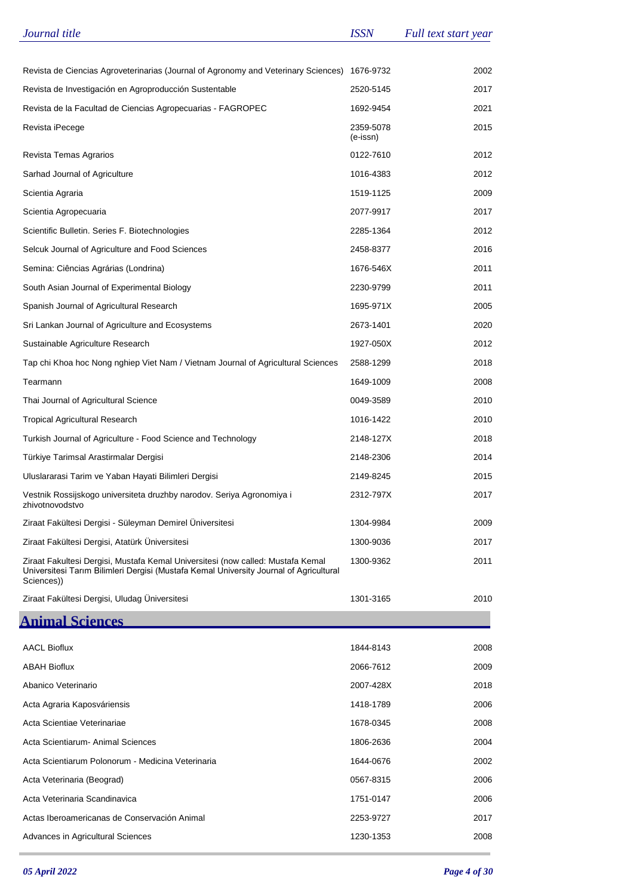| Journal title | ISSN | Full text start year |
|---|---|---|
| Revista de Ciencias Agroveterinarias (Journal of Agronomy and Veterinary Sciences) | 1676-9732 | 2002 |
| Revista de Investigación en Agroproducción Sustentable | 2520-5145 | 2017 |
| Revista de la Facultad de Ciencias Agropecuarias - FAGROPEC | 1692-9454 | 2021 |
| Revista iPecege | 2359-5078 (e-issn) | 2015 |
| Revista Temas Agrarios | 0122-7610 | 2012 |
| Sarhad Journal of Agriculture | 1016-4383 | 2012 |
| Scientia Agraria | 1519-1125 | 2009 |
| Scientia Agropecuaria | 2077-9917 | 2017 |
| Scientific Bulletin. Series F. Biotechnologies | 2285-1364 | 2012 |
| Selcuk Journal of Agriculture and Food Sciences | 2458-8377 | 2016 |
| Semina: Ciências Agrárias (Londrina) | 1676-546X | 2011 |
| South Asian Journal of Experimental Biology | 2230-9799 | 2011 |
| Spanish Journal of Agricultural Research | 1695-971X | 2005 |
| Sri Lankan Journal of Agriculture and Ecosystems | 2673-1401 | 2020 |
| Sustainable Agriculture Research | 1927-050X | 2012 |
| Tap chi Khoa hoc Nong nghiep Viet Nam / Vietnam Journal of Agricultural Sciences | 2588-1299 | 2018 |
| Tearmann | 1649-1009 | 2008 |
| Thai Journal of Agricultural Science | 0049-3589 | 2010 |
| Tropical Agricultural Research | 1016-1422 | 2010 |
| Turkish Journal of Agriculture - Food Science and Technology | 2148-127X | 2018 |
| Türkiye Tarimsal Arastirmalar Dergisi | 2148-2306 | 2014 |
| Uluslararasi Tarim ve Yaban Hayati Bilimleri Dergisi | 2149-8245 | 2015 |
| Vestnik Rossijskogo universiteta druzhby narodov. Seriya Agronomiya i zhivotnovodstvo | 2312-797X | 2017 |
| Ziraat Fakültesi Dergisi - Süleyman Demirel Üniversitesi | 1304-9984 | 2009 |
| Ziraat Fakültesi Dergisi, Atatürk Üniversitesi | 1300-9036 | 2017 |
| Ziraat Fakultesi Dergisi, Mustafa Kemal Universitesi (now called: Mustafa Kemal Universitesi Tarım Bilimleri Dergisi (Mustafa Kemal University Journal of Agricultural Sciences)) | 1300-9362 | 2011 |
| Ziraat Fakültesi Dergisi, Uludag Üniversitesi | 1301-3165 | 2010 |

## Animal Sciences

| Journal title | ISSN | Full text start year |
|---|---|---|
| AACL Bioflux | 1844-8143 | 2008 |
| ABAH Bioflux | 2066-7612 | 2009 |
| Abanico Veterinario | 2007-428X | 2018 |
| Acta Agraria Kaposváriensis | 1418-1789 | 2006 |
| Acta Scientiae Veterinariae | 1678-0345 | 2008 |
| Acta Scientiarum- Animal Sciences | 1806-2636 | 2004 |
| Acta Scientiarum Polonorum - Medicina Veterinaria | 1644-0676 | 2002 |
| Acta Veterinaria (Beograd) | 0567-8315 | 2006 |
| Acta Veterinaria Scandinavica | 1751-0147 | 2006 |
| Actas Iberoamericanas de Conservación Animal | 2253-9727 | 2017 |
| Advances in Agricultural Sciences | 1230-1353 | 2008 |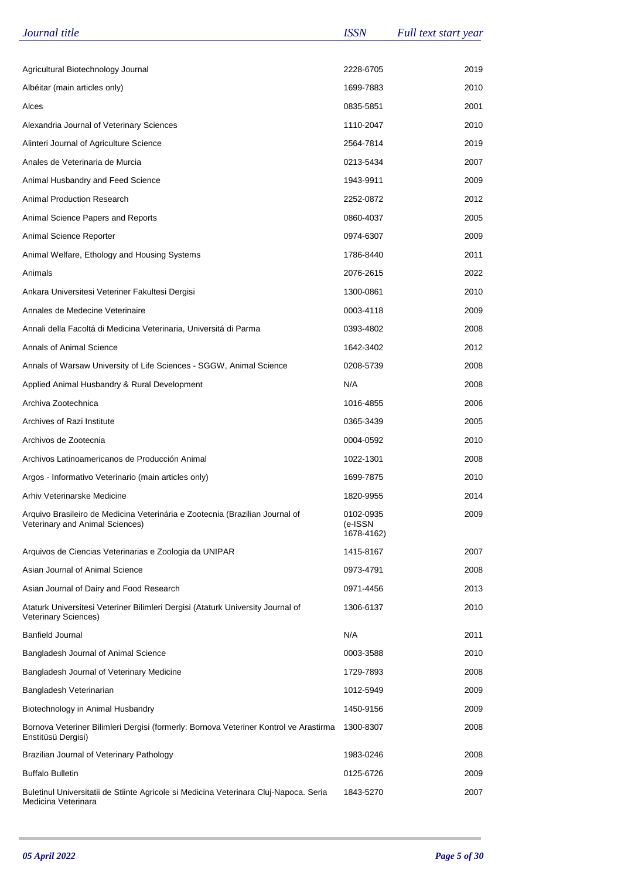| *Journal title* | *ISSN* | *Full text start year* |
|---|---|---|
| Agricultural Biotechnology Journal | 2228-6705 | 2019 |
| Albéitar (main articles only) | 1699-7883 | 2010 |
| Alces | 0835-5851 | 2001 |
| Alexandria Journal of Veterinary Sciences | 1110-2047 | 2010 |
| Alinteri Journal of Agriculture Science | 2564-7814 | 2019 |
| Anales de Veterinaria de Murcia | 0213-5434 | 2007 |
| Animal Husbandry and Feed Science | 1943-9911 | 2009 |
| Animal Production Research | 2252-0872 | 2012 |
| Animal Science Papers and Reports | 0860-4037 | 2005 |
| Animal Science Reporter | 0974-6307 | 2009 |
| Animal Welfare, Ethology and Housing Systems | 1786-8440 | 2011 |
| Animals | 2076-2615 | 2022 |
| Ankara Universitesi Veteriner Fakultesi Dergisi | 1300-0861 | 2010 |
| Annales de Medecine Veterinaire | 0003-4118 | 2009 |
| Annali della Facoltá di Medicina Veterinaria, Universitá di Parma | 0393-4802 | 2008 |
| Annals of Animal Science | 1642-3402 | 2012 |
| Annals of Warsaw University of Life Sciences - SGGW, Animal Science | 0208-5739 | 2008 |
| Applied Animal Husbandry & Rural Development | N/A | 2008 |
| Archiva Zootechnica | 1016-4855 | 2006 |
| Archives of Razi Institute | 0365-3439 | 2005 |
| Archivos de Zootecnia | 0004-0592 | 2010 |
| Archivos Latinoamericanos de Producción Animal | 1022-1301 | 2008 |
| Argos - Informativo Veterinario (main articles only) | 1699-7875 | 2010 |
| Arhiv Veterinarske Medicine | 1820-9955 | 2014 |
| Arquivo Brasileiro de Medicina Veterinária e Zootecnia (Brazilian Journal of Veterinary and Animal Sciences) | 0102-0935 (e-ISSN 1678-4162) | 2009 |
| Arquivos de Ciencias Veterinarias e Zoologia da UNIPAR | 1415-8167 | 2007 |
| Asian Journal of Animal Science | 0973-4791 | 2008 |
| Asian Journal of Dairy and Food Research | 0971-4456 | 2013 |
| Ataturk Universitesi Veteriner Bilimleri Dergisi (Ataturk University Journal of Veterinary Sciences) | 1306-6137 | 2010 |
| Banfield Journal | N/A | 2011 |
| Bangladesh Journal of Animal Science | 0003-3588 | 2010 |
| Bangladesh Journal of Veterinary Medicine | 1729-7893 | 2008 |
| Bangladesh Veterinarian | 1012-5949 | 2009 |
| Biotechnology in Animal Husbandry | 1450-9156 | 2009 |
| Bornova Veteriner Bilimleri Dergisi (formerly: Bornova Veteriner Kontrol ve Arastirma Enstitüsü Dergisi) | 1300-8307 | 2008 |
| Brazilian Journal of Veterinary Pathology | 1983-0246 | 2008 |
| Buffalo Bulletin | 0125-6726 | 2009 |
| Buletinul Universitatii de Stiinte Agricole si Medicina Veterinara Cluj-Napoca. Seria Medicina Veterinara | 1843-5270 | 2007 |

*05 April 2022*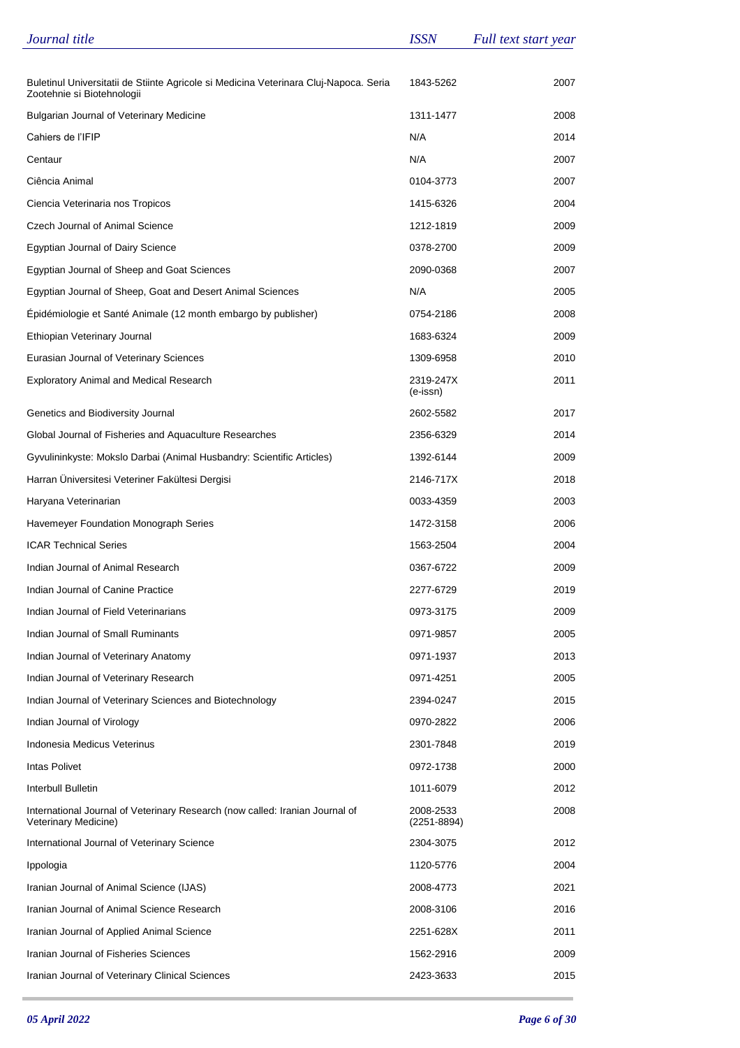| *Journal title* | *ISSN* | *Full text start year* |
|---|---|---|
| Buletinul Universitatii de Stiinte Agricole si Medicina Veterinara Cluj-Napoca. Seria Zootehnie si Biotehnologii | 1843-5262 | 2007 |
| Bulgarian Journal of Veterinary Medicine | 1311-1477 | 2008 |
| Cahiers de l'IFIP | N/A | 2014 |
| Centaur | N/A | 2007 |
| Ciência Animal | 0104-3773 | 2007 |
| Ciencia Veterinaria nos Tropicos | 1415-6326 | 2004 |
| Czech Journal of Animal Science | 1212-1819 | 2009 |
| Egyptian Journal of Dairy Science | 0378-2700 | 2009 |
| Egyptian Journal of Sheep and Goat Sciences | 2090-0368 | 2007 |
| Egyptian Journal of Sheep, Goat and Desert Animal Sciences | N/A | 2005 |
| Épidémiologie et Santé Animale (12 month embargo by publisher) | 0754-2186 | 2008 |
| Ethiopian Veterinary Journal | 1683-6324 | 2009 |
| Eurasian Journal of Veterinary Sciences | 1309-6958 | 2010 |
| Exploratory Animal and Medical Research | 2319-247X (e-issn) | 2011 |
| Genetics and Biodiversity Journal | 2602-5582 | 2017 |
| Global Journal of Fisheries and Aquaculture Researches | 2356-6329 | 2014 |
| Gyvulininkyste: Mokslo Darbai (Animal Husbandry: Scientific Articles) | 1392-6144 | 2009 |
| Harran Üniversitesi Veteriner Fakültesi Dergisi | 2146-717X | 2018 |
| Haryana Veterinarian | 0033-4359 | 2003 |
| Havemeyer Foundation Monograph Series | 1472-3158 | 2006 |
| ICAR Technical Series | 1563-2504 | 2004 |
| Indian Journal of Animal Research | 0367-6722 | 2009 |
| Indian Journal of Canine Practice | 2277-6729 | 2019 |
| Indian Journal of Field Veterinarians | 0973-3175 | 2009 |
| Indian Journal of Small Ruminants | 0971-9857 | 2005 |
| Indian Journal of Veterinary Anatomy | 0971-1937 | 2013 |
| Indian Journal of Veterinary Research | 0971-4251 | 2005 |
| Indian Journal of Veterinary Sciences and Biotechnology | 2394-0247 | 2015 |
| Indian Journal of Virology | 0970-2822 | 2006 |
| Indonesia Medicus Veterinus | 2301-7848 | 2019 |
| Intas Polivet | 0972-1738 | 2000 |
| Interbull Bulletin | 1011-6079 | 2012 |
| International Journal of Veterinary Research (now called: Iranian Journal of Veterinary Medicine) | 2008-2533 (2251-8894) | 2008 |
| International Journal of Veterinary Science | 2304-3075 | 2012 |
| Ippologia | 1120-5776 | 2004 |
| Iranian Journal of Animal Science (IJAS) | 2008-4773 | 2021 |
| Iranian Journal of Animal Science Research | 2008-3106 | 2016 |
| Iranian Journal of Applied Animal Science | 2251-628X | 2011 |
| Iranian Journal of Fisheries Sciences | 1562-2916 | 2009 |
| Iranian Journal of Veterinary Clinical Sciences | 2423-3633 | 2015 |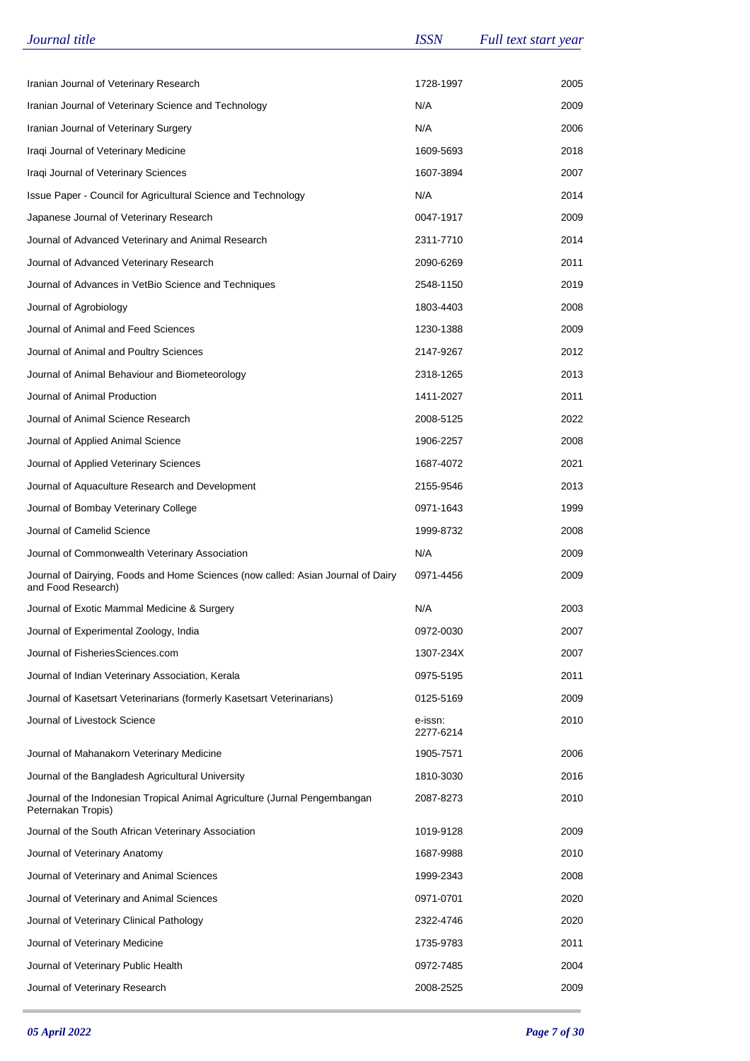| Journal title | ISSN | Full text start year |
|---|---|---|
| Iranian Journal of Veterinary Research | 1728-1997 | 2005 |
| Iranian Journal of Veterinary Science and Technology | N/A | 2009 |
| Iranian Journal of Veterinary Surgery | N/A | 2006 |
| Iraqi Journal of Veterinary Medicine | 1609-5693 | 2018 |
| Iraqi Journal of Veterinary Sciences | 1607-3894 | 2007 |
| Issue Paper - Council for Agricultural Science and Technology | N/A | 2014 |
| Japanese Journal of Veterinary Research | 0047-1917 | 2009 |
| Journal of Advanced Veterinary and Animal Research | 2311-7710 | 2014 |
| Journal of Advanced Veterinary Research | 2090-6269 | 2011 |
| Journal of Advances in VetBio Science and Techniques | 2548-1150 | 2019 |
| Journal of Agrobiology | 1803-4403 | 2008 |
| Journal of Animal and Feed Sciences | 1230-1388 | 2009 |
| Journal of Animal and Poultry Sciences | 2147-9267 | 2012 |
| Journal of Animal Behaviour and Biometeorology | 2318-1265 | 2013 |
| Journal of Animal Production | 1411-2027 | 2011 |
| Journal of Animal Science Research | 2008-5125 | 2022 |
| Journal of Applied Animal Science | 1906-2257 | 2008 |
| Journal of Applied Veterinary Sciences | 1687-4072 | 2021 |
| Journal of Aquaculture Research and Development | 2155-9546 | 2013 |
| Journal of Bombay Veterinary College | 0971-1643 | 1999 |
| Journal of Camelid Science | 1999-8732 | 2008 |
| Journal of Commonwealth Veterinary Association | N/A | 2009 |
| Journal of Dairying, Foods and Home Sciences (now called: Asian Journal of Dairy and Food Research) | 0971-4456 | 2009 |
| Journal of Exotic Mammal Medicine & Surgery | N/A | 2003 |
| Journal of Experimental Zoology, India | 0972-0030 | 2007 |
| Journal of FisheriesSciences.com | 1307-234X | 2007 |
| Journal of Indian Veterinary Association, Kerala | 0975-5195 | 2011 |
| Journal of Kasetsart Veterinarians (formerly Kasetsart Veterinarians) | 0125-5169 | 2009 |
| Journal of Livestock Science | e-issn: 2277-6214 | 2010 |
| Journal of Mahanakorn Veterinary Medicine | 1905-7571 | 2006 |
| Journal of the Bangladesh Agricultural University | 1810-3030 | 2016 |
| Journal of the Indonesian Tropical Animal Agriculture (Jurnal Pengembangan Peternakan Tropis) | 2087-8273 | 2010 |
| Journal of the South African Veterinary Association | 1019-9128 | 2009 |
| Journal of Veterinary Anatomy | 1687-9988 | 2010 |
| Journal of Veterinary and Animal Sciences | 1999-2343 | 2008 |
| Journal of Veterinary and Animal Sciences | 0971-0701 | 2020 |
| Journal of Veterinary Clinical Pathology | 2322-4746 | 2020 |
| Journal of Veterinary Medicine | 1735-9783 | 2011 |
| Journal of Veterinary Public Health | 0972-7485 | 2004 |
| Journal of Veterinary Research | 2008-2525 | 2009 |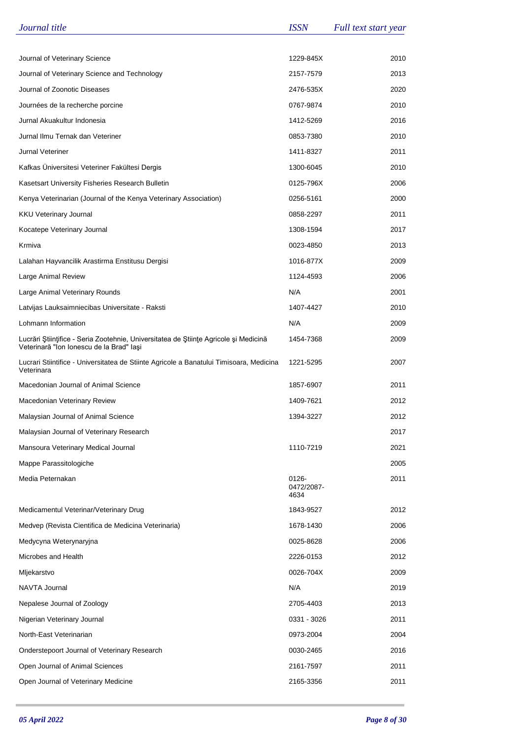| Journal title | ISSN | Full text start year |
|---|---|---|
| Journal of Veterinary Science | 1229-845X | 2010 |
| Journal of Veterinary Science and Technology | 2157-7579 | 2013 |
| Journal of Zoonotic Diseases | 2476-535X | 2020 |
| Journées de la recherche porcine | 0767-9874 | 2010 |
| Jurnal Akuakultur Indonesia | 1412-5269 | 2016 |
| Jurnal Ilmu Ternak dan Veteriner | 0853-7380 | 2010 |
| Jurnal Veteriner | 1411-8327 | 2011 |
| Kafkas Üniversitesi Veteriner Fakültesi Dergis | 1300-6045 | 2010 |
| Kasetsart University Fisheries Research Bulletin | 0125-796X | 2006 |
| Kenya Veterinarian (Journal of the Kenya Veterinary Association) | 0256-5161 | 2000 |
| KKU Veterinary Journal | 0858-2297 | 2011 |
| Kocatepe Veterinary Journal | 1308-1594 | 2017 |
| Krmiva | 0023-4850 | 2013 |
| Lalahan Hayvancilik Arastirma Enstitusu Dergisi | 1016-877X | 2009 |
| Large Animal Review | 1124-4593 | 2006 |
| Large Animal Veterinary Rounds | N/A | 2001 |
| Latvijas Lauksaimniecibas Universitate - Raksti | 1407-4427 | 2010 |
| Lohmann Information | N/A | 2009 |
| Lucrări Ştiinţifice - Seria Zootehnie, Universitatea de Ştiinţe Agricole şi Medicină Veterinară "Ion Ionescu de la Brad" Iaşi | 1454-7368 | 2009 |
| Lucrari Stiintifice - Universitatea de Stiinte Agricole a Banatului Timisoara, Medicina Veterinara | 1221-5295 | 2007 |
| Macedonian Journal of Animal Science | 1857-6907 | 2011 |
| Macedonian Veterinary Review | 1409-7621 | 2012 |
| Malaysian Journal of Animal Science | 1394-3227 | 2012 |
| Malaysian Journal of Veterinary Research | | 2017 |
| Mansoura Veterinary Medical Journal | 1110-7219 | 2021 |
| Mappe Parassitologiche | | 2005 |
| Media Peternakan | 0126-0472/2087-4634 | 2011 |
| Medicamentul Veterinar/Veterinary Drug | 1843-9527 | 2012 |
| Medvep (Revista Cientifica de Medicina Veterinaria) | 1678-1430 | 2006 |
| Medycyna Weterynaryjna | 0025-8628 | 2006 |
| Microbes and Health | 2226-0153 | 2012 |
| Mljekarstvo | 0026-704X | 2009 |
| NAVTA Journal | N/A | 2019 |
| Nepalese Journal of Zoology | 2705-4403 | 2013 |
| Nigerian Veterinary Journal | 0331 - 3026 | 2011 |
| North-East Veterinarian | 0973-2004 | 2004 |
| Onderstepoort Journal of Veterinary Research | 0030-2465 | 2016 |
| Open Journal of Animal Sciences | 2161-7597 | 2011 |
| Open Journal of Veterinary Medicine | 2165-3356 | 2011 |

*05 April 2022*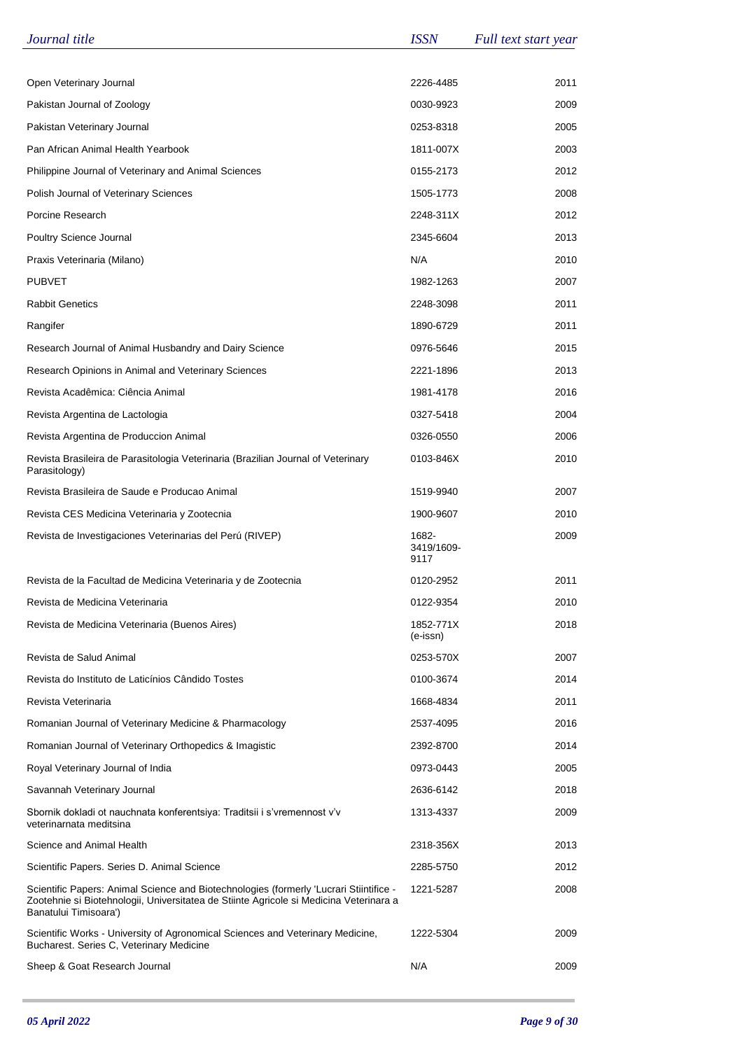| Journal title | ISSN | Full text start year |
|---|---|---|
| Open Veterinary Journal | 2226-4485 | 2011 |
| Pakistan Journal of Zoology | 0030-9923 | 2009 |
| Pakistan Veterinary Journal | 0253-8318 | 2005 |
| Pan African Animal Health Yearbook | 1811-007X | 2003 |
| Philippine Journal of Veterinary and Animal Sciences | 0155-2173 | 2012 |
| Polish Journal of Veterinary Sciences | 1505-1773 | 2008 |
| Porcine Research | 2248-311X | 2012 |
| Poultry Science Journal | 2345-6604 | 2013 |
| Praxis Veterinaria (Milano) | N/A | 2010 |
| PUBVET | 1982-1263 | 2007 |
| Rabbit Genetics | 2248-3098 | 2011 |
| Rangifer | 1890-6729 | 2011 |
| Research Journal of Animal Husbandry and Dairy Science | 0976-5646 | 2015 |
| Research Opinions in Animal and Veterinary Sciences | 2221-1896 | 2013 |
| Revista Acadêmica: Ciência Animal | 1981-4178 | 2016 |
| Revista Argentina de Lactologia | 0327-5418 | 2004 |
| Revista Argentina de Produccion Animal | 0326-0550 | 2006 |
| Revista Brasileira de Parasitologia Veterinaria (Brazilian Journal of Veterinary Parasitology) | 0103-846X | 2010 |
| Revista Brasileira de Saude e Producao Animal | 1519-9940 | 2007 |
| Revista CES Medicina Veterinaria y Zootecnia | 1900-9607 | 2010 |
| Revista de Investigaciones Veterinarias del Perú (RIVEP) | 1682-3419/1609-9117 | 2009 |
| Revista de la Facultad de Medicina Veterinaria y de Zootecnia | 0120-2952 | 2011 |
| Revista de Medicina Veterinaria | 0122-9354 | 2010 |
| Revista de Medicina Veterinaria (Buenos Aires) | 1852-771X (e-issn) | 2018 |
| Revista de Salud Animal | 0253-570X | 2007 |
| Revista do Instituto de Laticínios Cândido Tostes | 0100-3674 | 2014 |
| Revista Veterinaria | 1668-4834 | 2011 |
| Romanian Journal of Veterinary Medicine & Pharmacology | 2537-4095 | 2016 |
| Romanian Journal of Veterinary Orthopedics & Imagistic | 2392-8700 | 2014 |
| Royal Veterinary Journal of India | 0973-0443 | 2005 |
| Savannah Veterinary Journal | 2636-6142 | 2018 |
| Sbornik dokladi ot nauchnata konferentsiya: Traditsii i s'vremennost v'v veterinarnata meditsina | 1313-4337 | 2009 |
| Science and Animal Health | 2318-356X | 2013 |
| Scientific Papers. Series D. Animal Science | 2285-5750 | 2012 |
| Scientific Papers: Animal Science and Biotechnologies (formerly 'Lucrari Stiintifice - Zootehnie si Biotehnologii, Universitatea de Stiinte Agricole si Medicina Veterinara a Banatului Timisoara') | 1221-5287 | 2008 |
| Scientific Works - University of Agronomical Sciences and Veterinary Medicine, Bucharest. Series C, Veterinary Medicine | 1222-5304 | 2009 |
| Sheep & Goat Research Journal | N/A | 2009 |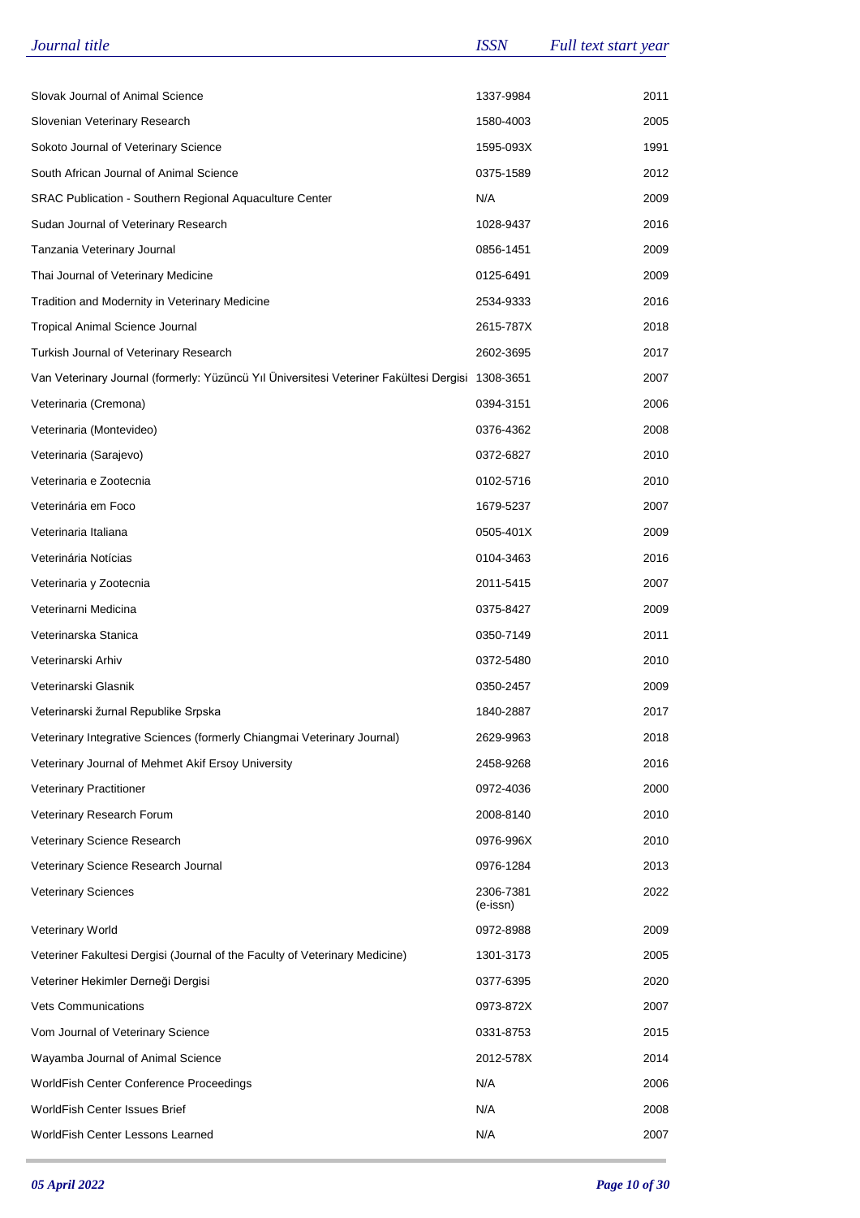| *Journal title* | *ISSN* | *Full text start year* |
|---|---|---|
| Slovak Journal of Animal Science | 1337-9984 | 2011 |
| Slovenian Veterinary Research | 1580-4003 | 2005 |
| Sokoto Journal of Veterinary Science | 1595-093X | 1991 |
| South African Journal of Animal Science | 0375-1589 | 2012 |
| SRAC Publication - Southern Regional Aquaculture Center | N/A | 2009 |
| Sudan Journal of Veterinary Research | 1028-9437 | 2016 |
| Tanzania Veterinary Journal | 0856-1451 | 2009 |
| Thai Journal of Veterinary Medicine | 0125-6491 | 2009 |
| Tradition and Modernity in Veterinary Medicine | 2534-9333 | 2016 |
| Tropical Animal Science Journal | 2615-787X | 2018 |
| Turkish Journal of Veterinary Research | 2602-3695 | 2017 |
| Van Veterinary Journal (formerly: Yüzüncü Yıl Üniversitesi Veteriner Fakültesi Dergisi | 1308-3651 | 2007 |
| Veterinaria (Cremona) | 0394-3151 | 2006 |
| Veterinaria (Montevideo) | 0376-4362 | 2008 |
| Veterinaria (Sarajevo) | 0372-6827 | 2010 |
| Veterinaria e Zootecnia | 0102-5716 | 2010 |
| Veterinária em Foco | 1679-5237 | 2007 |
| Veterinaria Italiana | 0505-401X | 2009 |
| Veterinária Notícias | 0104-3463 | 2016 |
| Veterinaria y Zootecnia | 2011-5415 | 2007 |
| Veterinarni Medicina | 0375-8427 | 2009 |
| Veterinarska Stanica | 0350-7149 | 2011 |
| Veterinarski Arhiv | 0372-5480 | 2010 |
| Veterinarski Glasnik | 0350-2457 | 2009 |
| Veterinarski žurnal Republike Srpska | 1840-2887 | 2017 |
| Veterinary Integrative Sciences (formerly Chiangmai Veterinary Journal) | 2629-9963 | 2018 |
| Veterinary Journal of Mehmet Akif Ersoy University | 2458-9268 | 2016 |
| Veterinary Practitioner | 0972-4036 | 2000 |
| Veterinary Research Forum | 2008-8140 | 2010 |
| Veterinary Science Research | 0976-996X | 2010 |
| Veterinary Science Research Journal | 0976-1284 | 2013 |
| Veterinary Sciences | 2306-7381 (e-issn) | 2022 |
| Veterinary World | 0972-8988 | 2009 |
| Veteriner Fakultesi Dergisi (Journal of the Faculty of Veterinary Medicine) | 1301-3173 | 2005 |
| Veteriner Hekimler Derneği Dergisi | 0377-6395 | 2020 |
| Vets Communications | 0973-872X | 2007 |
| Vom Journal of Veterinary Science | 0331-8753 | 2015 |
| Wayamba Journal of Animal Science | 2012-578X | 2014 |
| WorldFish Center Conference Proceedings | N/A | 2006 |
| WorldFish Center Issues Brief | N/A | 2008 |
| WorldFish Center Lessons Learned | N/A | 2007 |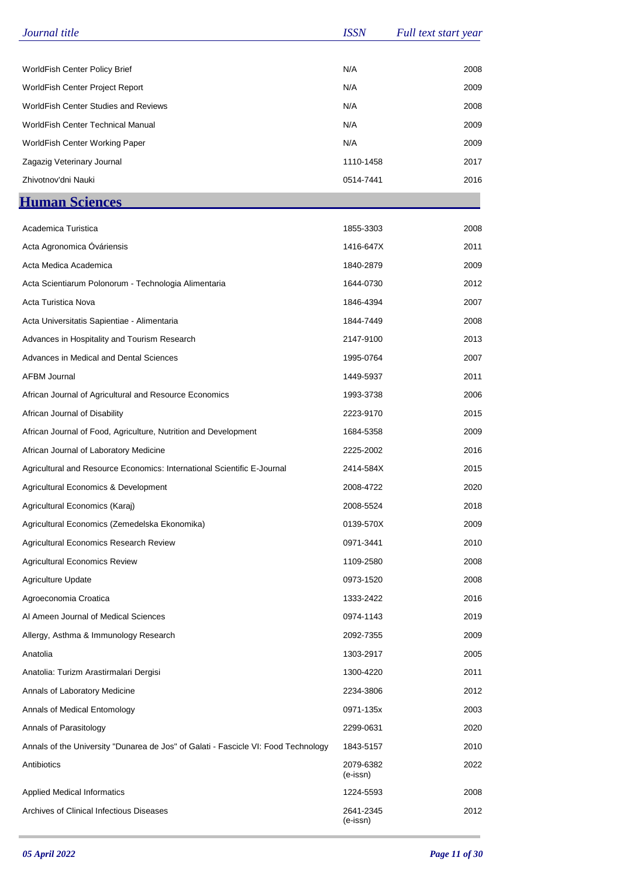| Journal title | ISSN | Full text start year |
| --- | --- | --- |
| WorldFish Center Policy Brief | N/A | 2008 |
| WorldFish Center Project Report | N/A | 2009 |
| WorldFish Center Studies and Reviews | N/A | 2008 |
| WorldFish Center Technical Manual | N/A | 2009 |
| WorldFish Center Working Paper | N/A | 2009 |
| Zagazig Veterinary Journal | 1110-1458 | 2017 |
| Zhivotnov'dni Nauki | 0514-7441 | 2016 |

## Human Sciences

| Journal title | ISSN | Full text start year |
| --- | --- | --- |
| Academica Turistica | 1855-3303 | 2008 |
| Acta Agronomica Óváriensis | 1416-647X | 2011 |
| Acta Medica Academica | 1840-2879 | 2009 |
| Acta Scientiarum Polonorum - Technologia Alimentaria | 1644-0730 | 2012 |
| Acta Turistica Nova | 1846-4394 | 2007 |
| Acta Universitatis Sapientiae - Alimentaria | 1844-7449 | 2008 |
| Advances in Hospitality and Tourism Research | 2147-9100 | 2013 |
| Advances in Medical and Dental Sciences | 1995-0764 | 2007 |
| AFBM Journal | 1449-5937 | 2011 |
| African Journal of Agricultural and Resource Economics | 1993-3738 | 2006 |
| African Journal of Disability | 2223-9170 | 2015 |
| African Journal of Food, Agriculture, Nutrition and Development | 1684-5358 | 2009 |
| African Journal of Laboratory Medicine | 2225-2002 | 2016 |
| Agricultural and Resource Economics: International Scientific E-Journal | 2414-584X | 2015 |
| Agricultural Economics & Development | 2008-4722 | 2020 |
| Agricultural Economics (Karaj) | 2008-5524 | 2018 |
| Agricultural Economics (Zemedelska Ekonomika) | 0139-570X | 2009 |
| Agricultural Economics Research Review | 0971-3441 | 2010 |
| Agricultural Economics Review | 1109-2580 | 2008 |
| Agriculture Update | 0973-1520 | 2008 |
| Agroeconomia Croatica | 1333-2422 | 2016 |
| Al Ameen Journal of Medical Sciences | 0974-1143 | 2019 |
| Allergy, Asthma & Immunology Research | 2092-7355 | 2009 |
| Anatolia | 1303-2917 | 2005 |
| Anatolia: Turizm Arastirmalari Dergisi | 1300-4220 | 2011 |
| Annals of Laboratory Medicine | 2234-3806 | 2012 |
| Annals of Medical Entomology | 0971-135x | 2003 |
| Annals of Parasitology | 2299-0631 | 2020 |
| Annals of the University "Dunarea de Jos" of Galati - Fascicle VI: Food Technology | 1843-5157 | 2010 |
| Antibiotics | 2079-6382 (e-issn) | 2022 |
| Applied Medical Informatics | 1224-5593 | 2008 |
| Archives of Clinical Infectious Diseases | 2641-2345 (e-issn) | 2012 |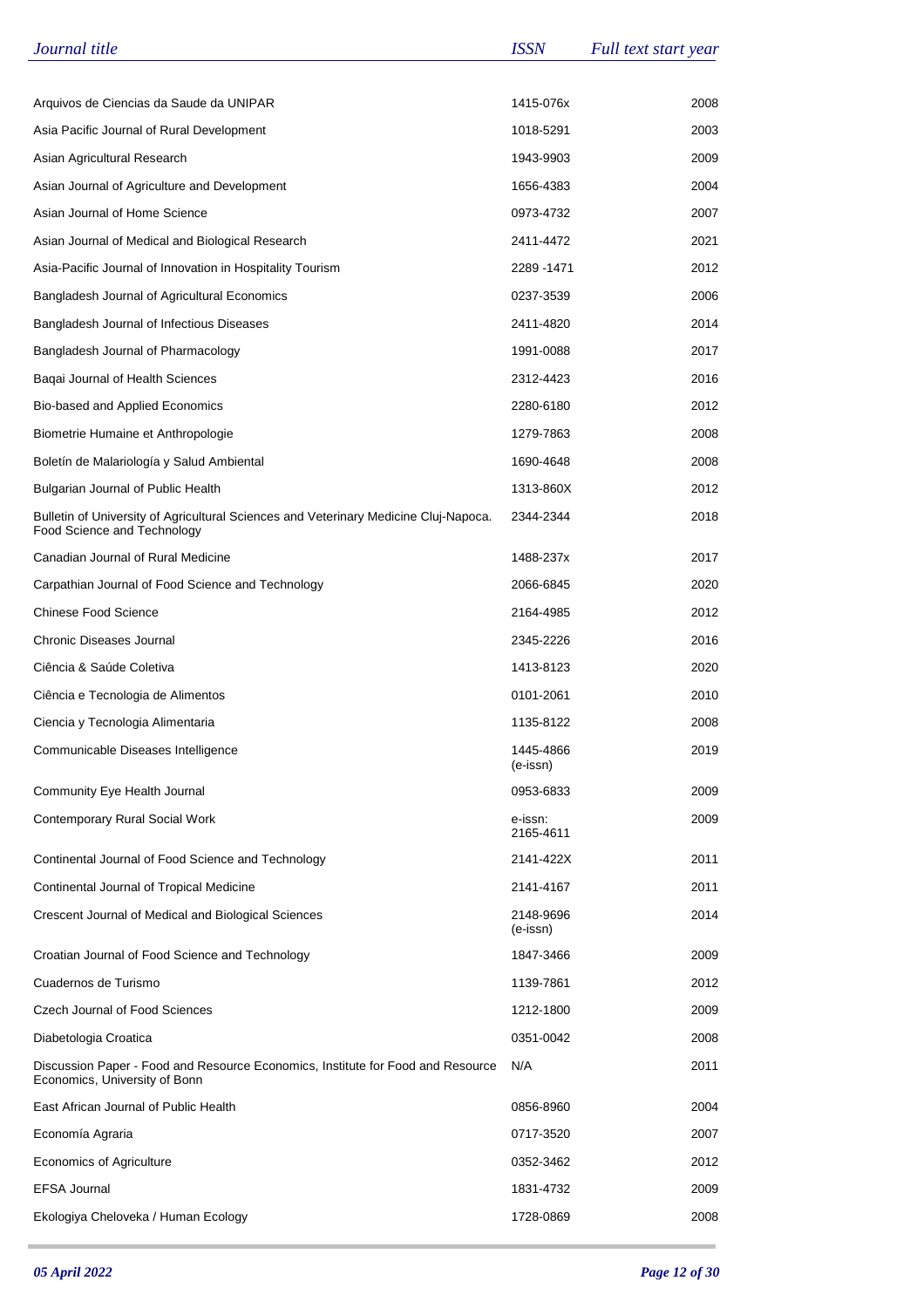| *Journal title* | *ISSN* | *Full text start year* |
| --- | --- | --- |
| Arquivos de Ciencias da Saude da UNIPAR | 1415-076x | 2008 |
| Asia Pacific Journal of Rural Development | 1018-5291 | 2003 |
| Asian Agricultural Research | 1943-9903 | 2009 |
| Asian Journal of Agriculture and Development | 1656-4383 | 2004 |
| Asian Journal of Home Science | 0973-4732 | 2007 |
| Asian Journal of Medical and Biological Research | 2411-4472 | 2021 |
| Asia-Pacific Journal of Innovation in Hospitality Tourism | 2289 -1471 | 2012 |
| Bangladesh Journal of Agricultural Economics | 0237-3539 | 2006 |
| Bangladesh Journal of Infectious Diseases | 2411-4820 | 2014 |
| Bangladesh Journal of Pharmacology | 1991-0088 | 2017 |
| Baqai Journal of Health Sciences | 2312-4423 | 2016 |
| Bio-based and Applied Economics | 2280-6180 | 2012 |
| Biometrie Humaine et Anthropologie | 1279-7863 | 2008 |
| Boletín de Malariología y Salud Ambiental | 1690-4648 | 2008 |
| Bulgarian Journal of Public Health | 1313-860X | 2012 |
| Bulletin of University of Agricultural Sciences and Veterinary Medicine Cluj-Napoca. Food Science and Technology | 2344-2344 | 2018 |
| Canadian Journal of Rural Medicine | 1488-237x | 2017 |
| Carpathian Journal of Food Science and Technology | 2066-6845 | 2020 |
| Chinese Food Science | 2164-4985 | 2012 |
| Chronic Diseases Journal | 2345-2226 | 2016 |
| Ciência & Saúde Coletiva | 1413-8123 | 2020 |
| Ciência e Tecnologia de Alimentos | 0101-2061 | 2010 |
| Ciencia y Tecnologia Alimentaria | 1135-8122 | 2008 |
| Communicable Diseases Intelligence | 1445-4866 (e-issn) | 2019 |
| Community Eye Health Journal | 0953-6833 | 2009 |
| Contemporary Rural Social Work | e-issn: 2165-4611 | 2009 |
| Continental Journal of Food Science and Technology | 2141-422X | 2011 |
| Continental Journal of Tropical Medicine | 2141-4167 | 2011 |
| Crescent Journal of Medical and Biological Sciences | 2148-9696 (e-issn) | 2014 |
| Croatian Journal of Food Science and Technology | 1847-3466 | 2009 |
| Cuadernos de Turismo | 1139-7861 | 2012 |
| Czech Journal of Food Sciences | 1212-1800 | 2009 |
| Diabetologia Croatica | 0351-0042 | 2008 |
| Discussion Paper - Food and Resource Economics, Institute for Food and Resource Economics, University of Bonn | N/A | 2011 |
| East African Journal of Public Health | 0856-8960 | 2004 |
| Economía Agraria | 0717-3520 | 2007 |
| Economics of Agriculture | 0352-3462 | 2012 |
| EFSA Journal | 1831-4732 | 2009 |
| Ekologiya Cheloveka / Human Ecology | 1728-0869 | 2008 |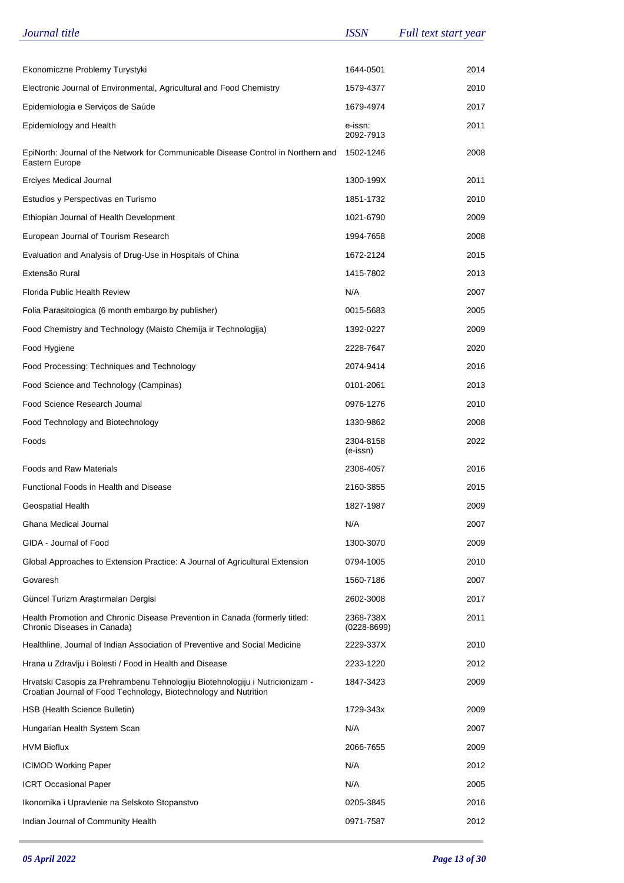| *Journal title* | *ISSN* | *Full text start year* |
|---|---|---|
| Ekonomiczne Problemy Turystyki | 1644-0501 | 2014 |
| Electronic Journal of Environmental, Agricultural and Food Chemistry | 1579-4377 | 2010 |
| Epidemiologia e Serviços de Saúde | 1679-4974 | 2017 |
| Epidemiology and Health | e-issn: 2092-7913 | 2011 |
| EpiNorth: Journal of the Network for Communicable Disease Control in Northern and Eastern Europe | 1502-1246 | 2008 |
| Erciyes Medical Journal | 1300-199X | 2011 |
| Estudios y Perspectivas en Turismo | 1851-1732 | 2010 |
| Ethiopian Journal of Health Development | 1021-6790 | 2009 |
| European Journal of Tourism Research | 1994-7658 | 2008 |
| Evaluation and Analysis of Drug-Use in Hospitals of China | 1672-2124 | 2015 |
| Extensão Rural | 1415-7802 | 2013 |
| Florida Public Health Review | N/A | 2007 |
| Folia Parasitologica (6 month embargo by publisher) | 0015-5683 | 2005 |
| Food Chemistry and Technology (Maisto Chemija ir Technologija) | 1392-0227 | 2009 |
| Food Hygiene | 2228-7647 | 2020 |
| Food Processing: Techniques and Technology | 2074-9414 | 2016 |
| Food Science and Technology (Campinas) | 0101-2061 | 2013 |
| Food Science Research Journal | 0976-1276 | 2010 |
| Food Technology and Biotechnology | 1330-9862 | 2008 |
| Foods | 2304-8158 (e-issn) | 2022 |
| Foods and Raw Materials | 2308-4057 | 2016 |
| Functional Foods in Health and Disease | 2160-3855 | 2015 |
| Geospatial Health | 1827-1987 | 2009 |
| Ghana Medical Journal | N/A | 2007 |
| GIDA - Journal of Food | 1300-3070 | 2009 |
| Global Approaches to Extension Practice: A Journal of Agricultural Extension | 0794-1005 | 2010 |
| Govaresh | 1560-7186 | 2007 |
| Güncel Turizm Araştırmaları Dergisi | 2602-3008 | 2017 |
| Health Promotion and Chronic Disease Prevention in Canada (formerly titled: Chronic Diseases in Canada) | 2368-738X (0228-8699) | 2011 |
| Healthline, Journal of Indian Association of Preventive and Social Medicine | 2229-337X | 2010 |
| Hrana u Zdravlju i Bolesti / Food in Health and Disease | 2233-1220 | 2012 |
| Hrvatski Casopis za Prehrambenu Tehnologiju Biotehnologiju i Nutricionizam - Croatian Journal of Food Technology, Biotechnology and Nutrition | 1847-3423 | 2009 |
| HSB (Health Science Bulletin) | 1729-343x | 2009 |
| Hungarian Health System Scan | N/A | 2007 |
| HVM Bioflux | 2066-7655 | 2009 |
| ICIMOD Working Paper | N/A | 2012 |
| ICRT Occasional Paper | N/A | 2005 |
| Ikonomika i Upravlenie na Selskoto Stopanstvo | 0205-3845 | 2016 |
| Indian Journal of Community Health | 0971-7587 | 2012 |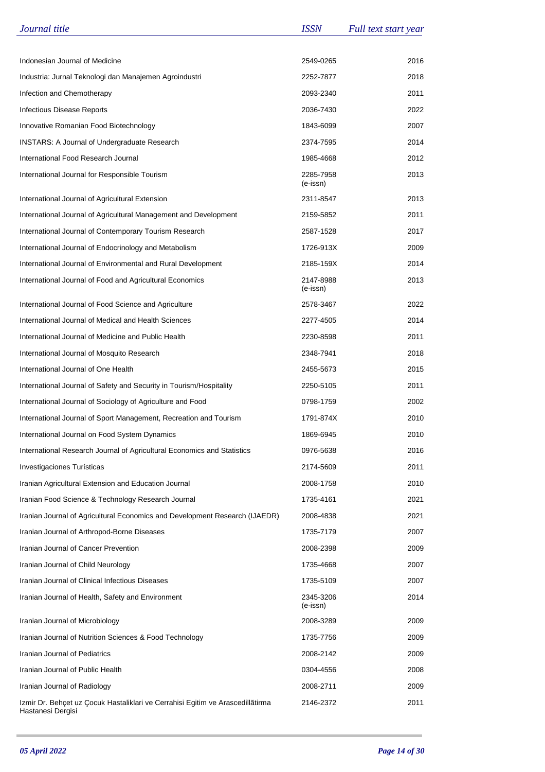| Journal title | ISSN | Full text start year |
|---|---|---|
| Indonesian Journal of Medicine | 2549-0265 | 2016 |
| Industria: Jurnal Teknologi dan Manajemen Agroindustri | 2252-7877 | 2018 |
| Infection and Chemotherapy | 2093-2340 | 2011 |
| Infectious Disease Reports | 2036-7430 | 2022 |
| Innovative Romanian Food Biotechnology | 1843-6099 | 2007 |
| INSTARS: A Journal of Undergraduate Research | 2374-7595 | 2014 |
| International Food Research Journal | 1985-4668 | 2012 |
| International Journal for Responsible Tourism | 2285-7958 (e-issn) | 2013 |
| International Journal of Agricultural Extension | 2311-8547 | 2013 |
| International Journal of Agricultural Management and Development | 2159-5852 | 2011 |
| International Journal of Contemporary Tourism Research | 2587-1528 | 2017 |
| International Journal of Endocrinology and Metabolism | 1726-913X | 2009 |
| International Journal of Environmental and Rural Development | 2185-159X | 2014 |
| International Journal of Food and Agricultural Economics | 2147-8988 (e-issn) | 2013 |
| International Journal of Food Science and Agriculture | 2578-3467 | 2022 |
| International Journal of Medical and Health Sciences | 2277-4505 | 2014 |
| International Journal of Medicine and Public Health | 2230-8598 | 2011 |
| International Journal of Mosquito Research | 2348-7941 | 2018 |
| International Journal of One Health | 2455-5673 | 2015 |
| International Journal of Safety and Security in Tourism/Hospitality | 2250-5105 | 2011 |
| International Journal of Sociology of Agriculture and Food | 0798-1759 | 2002 |
| International Journal of Sport Management, Recreation and Tourism | 1791-874X | 2010 |
| International Journal on Food System Dynamics | 1869-6945 | 2010 |
| International Research Journal of Agricultural Economics and Statistics | 0976-5638 | 2016 |
| Investigaciones Turísticas | 2174-5609 | 2011 |
| Iranian Agricultural Extension and Education Journal | 2008-1758 | 2010 |
| Iranian Food Science & Technology Research Journal | 1735-4161 | 2021 |
| Iranian Journal of Agricultural Economics and Development Research (IJAEDR) | 2008-4838 | 2021 |
| Iranian Journal of Arthropod-Borne Diseases | 1735-7179 | 2007 |
| Iranian Journal of Cancer Prevention | 2008-2398 | 2009 |
| Iranian Journal of Child Neurology | 1735-4668 | 2007 |
| Iranian Journal of Clinical Infectious Diseases | 1735-5109 | 2007 |
| Iranian Journal of Health, Safety and Environment | 2345-3206 (e-issn) | 2014 |
| Iranian Journal of Microbiology | 2008-3289 | 2009 |
| Iranian Journal of Nutrition Sciences & Food Technology | 1735-7756 | 2009 |
| Iranian Journal of Pediatrics | 2008-2142 | 2009 |
| Iranian Journal of Public Health | 0304-4556 | 2008 |
| Iranian Journal of Radiology | 2008-2711 | 2009 |
| Izmir Dr. Behçet uz Çocuk Hastaliklari ve Cerrahisi Egitim ve Arascedillãtirma Hastanesi Dergisi | 2146-2372 | 2011 |

*05 April 2022*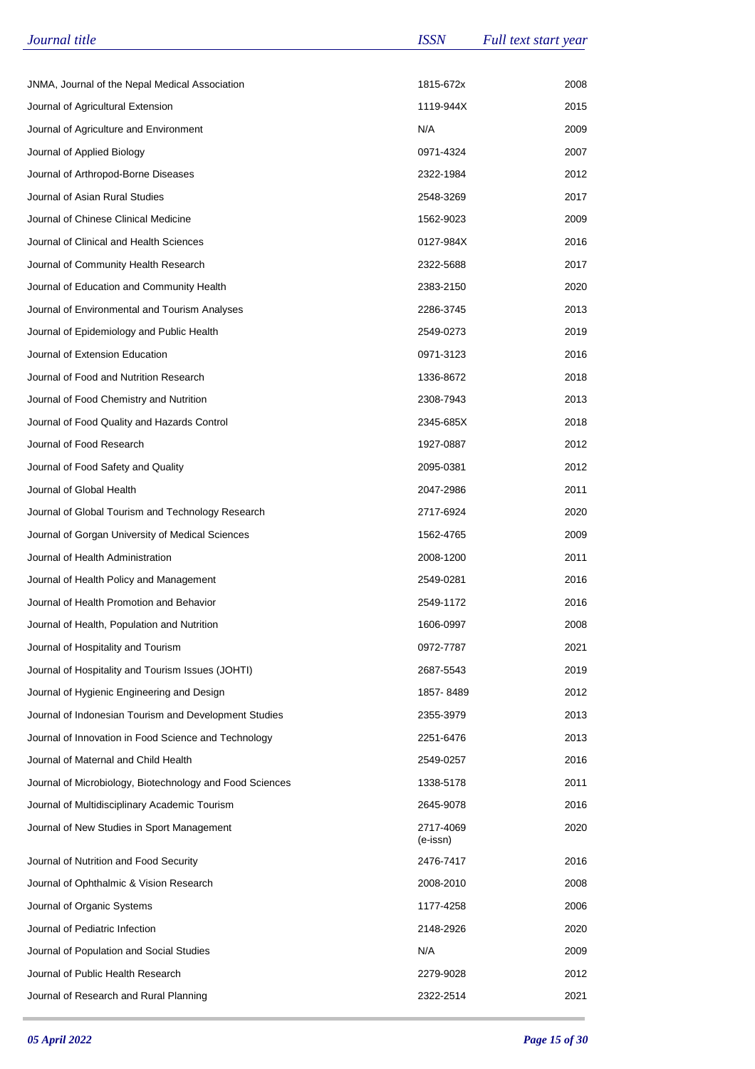| *Journal title* | *ISSN* | *Full text start year* |
|---|---|---|
| JNMA, Journal of the Nepal Medical Association | 1815-672x | 2008 |
| Journal of Agricultural Extension | 1119-944X | 2015 |
| Journal of Agriculture and Environment | N/A | 2009 |
| Journal of Applied Biology | 0971-4324 | 2007 |
| Journal of Arthropod-Borne Diseases | 2322-1984 | 2012 |
| Journal of Asian Rural Studies | 2548-3269 | 2017 |
| Journal of Chinese Clinical Medicine | 1562-9023 | 2009 |
| Journal of Clinical and Health Sciences | 0127-984X | 2016 |
| Journal of Community Health Research | 2322-5688 | 2017 |
| Journal of Education and Community Health | 2383-2150 | 2020 |
| Journal of Environmental and Tourism Analyses | 2286-3745 | 2013 |
| Journal of Epidemiology and Public Health | 2549-0273 | 2019 |
| Journal of Extension Education | 0971-3123 | 2016 |
| Journal of Food and Nutrition Research | 1336-8672 | 2018 |
| Journal of Food Chemistry and Nutrition | 2308-7943 | 2013 |
| Journal of Food Quality and Hazards Control | 2345-685X | 2018 |
| Journal of Food Research | 1927-0887 | 2012 |
| Journal of Food Safety and Quality | 2095-0381 | 2012 |
| Journal of Global Health | 2047-2986 | 2011 |
| Journal of Global Tourism and Technology Research | 2717-6924 | 2020 |
| Journal of Gorgan University of Medical Sciences | 1562-4765 | 2009 |
| Journal of Health Administration | 2008-1200 | 2011 |
| Journal of Health Policy and Management | 2549-0281 | 2016 |
| Journal of Health Promotion and Behavior | 2549-1172 | 2016 |
| Journal of Health, Population and Nutrition | 1606-0997 | 2008 |
| Journal of Hospitality and Tourism | 0972-7787 | 2021 |
| Journal of Hospitality and Tourism Issues (JOHTI) | 2687-5543 | 2019 |
| Journal of Hygienic Engineering and Design | 1857- 8489 | 2012 |
| Journal of Indonesian Tourism and Development Studies | 2355-3979 | 2013 |
| Journal of Innovation in Food Science and Technology | 2251-6476 | 2013 |
| Journal of Maternal and Child Health | 2549-0257 | 2016 |
| Journal of Microbiology, Biotechnology and Food Sciences | 1338-5178 | 2011 |
| Journal of Multidisciplinary Academic Tourism | 2645-9078 | 2016 |
| Journal of New Studies in Sport Management | 2717-4069 (e-issn) | 2020 |
| Journal of Nutrition and Food Security | 2476-7417 | 2016 |
| Journal of Ophthalmic & Vision Research | 2008-2010 | 2008 |
| Journal of Organic Systems | 1177-4258 | 2006 |
| Journal of Pediatric Infection | 2148-2926 | 2020 |
| Journal of Population and Social Studies | N/A | 2009 |
| Journal of Public Health Research | 2279-9028 | 2012 |
| Journal of Research and Rural Planning | 2322-2514 | 2021 |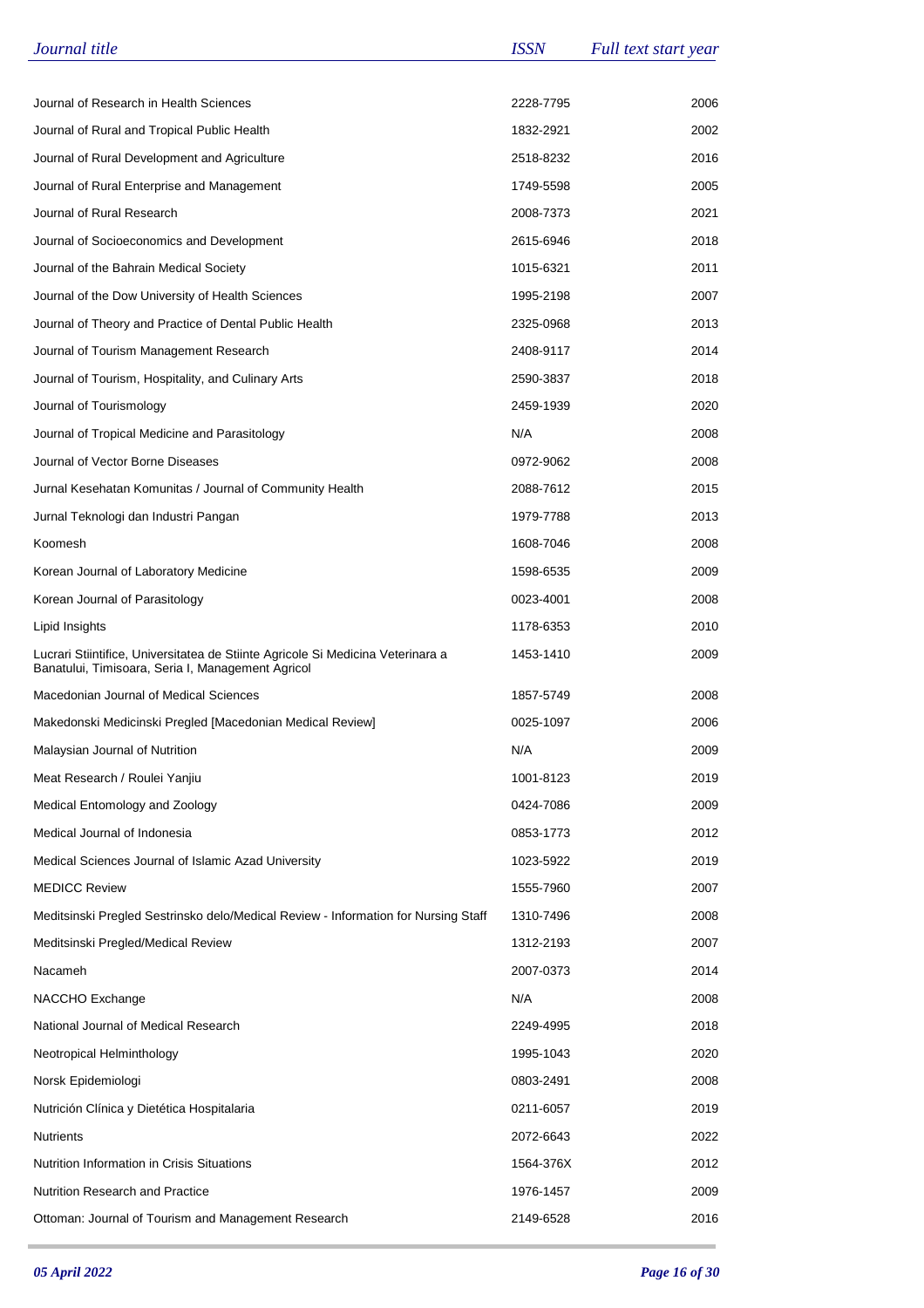| Journal title | ISSN | Full text start year |
|---|---|---|
| Journal of Research in Health Sciences | 2228-7795 | 2006 |
| Journal of Rural and Tropical Public Health | 1832-2921 | 2002 |
| Journal of Rural Development and Agriculture | 2518-8232 | 2016 |
| Journal of Rural Enterprise and Management | 1749-5598 | 2005 |
| Journal of Rural Research | 2008-7373 | 2021 |
| Journal of Socioeconomics and Development | 2615-6946 | 2018 |
| Journal of the Bahrain Medical Society | 1015-6321 | 2011 |
| Journal of the Dow University of Health Sciences | 1995-2198 | 2007 |
| Journal of Theory and Practice of Dental Public Health | 2325-0968 | 2013 |
| Journal of Tourism Management Research | 2408-9117 | 2014 |
| Journal of Tourism, Hospitality, and Culinary Arts | 2590-3837 | 2018 |
| Journal of Tourismology | 2459-1939 | 2020 |
| Journal of Tropical Medicine and Parasitology | N/A | 2008 |
| Journal of Vector Borne Diseases | 0972-9062 | 2008 |
| Jurnal Kesehatan Komunitas / Journal of Community Health | 2088-7612 | 2015 |
| Jurnal Teknologi dan Industri Pangan | 1979-7788 | 2013 |
| Koomesh | 1608-7046 | 2008 |
| Korean Journal of Laboratory Medicine | 1598-6535 | 2009 |
| Korean Journal of Parasitology | 0023-4001 | 2008 |
| Lipid Insights | 1178-6353 | 2010 |
| Lucrari Stiintifice, Universitatea de Stiinte Agricole Si Medicina Veterinara a Banatului, Timisoara, Seria I, Management Agricol | 1453-1410 | 2009 |
| Macedonian Journal of Medical Sciences | 1857-5749 | 2008 |
| Makedonski Medicinski Pregled [Macedonian Medical Review] | 0025-1097 | 2006 |
| Malaysian Journal of Nutrition | N/A | 2009 |
| Meat Research / Roulei Yanjiu | 1001-8123 | 2019 |
| Medical Entomology and Zoology | 0424-7086 | 2009 |
| Medical Journal of Indonesia | 0853-1773 | 2012 |
| Medical Sciences Journal of Islamic Azad University | 1023-5922 | 2019 |
| MEDICC Review | 1555-7960 | 2007 |
| Meditsinski Pregled Sestrinsko delo/Medical Review - Information for Nursing Staff | 1310-7496 | 2008 |
| Meditsinski Pregled/Medical Review | 1312-2193 | 2007 |
| Nacameh | 2007-0373 | 2014 |
| NACCHO Exchange | N/A | 2008 |
| National Journal of Medical Research | 2249-4995 | 2018 |
| Neotropical Helminthology | 1995-1043 | 2020 |
| Norsk Epidemiologi | 0803-2491 | 2008 |
| Nutrición Clínica y Dietética Hospitalaria | 0211-6057 | 2019 |
| Nutrients | 2072-6643 | 2022 |
| Nutrition Information in Crisis Situations | 1564-376X | 2012 |
| Nutrition Research and Practice | 1976-1457 | 2009 |
| Ottoman: Journal of Tourism and Management Research | 2149-6528 | 2016 |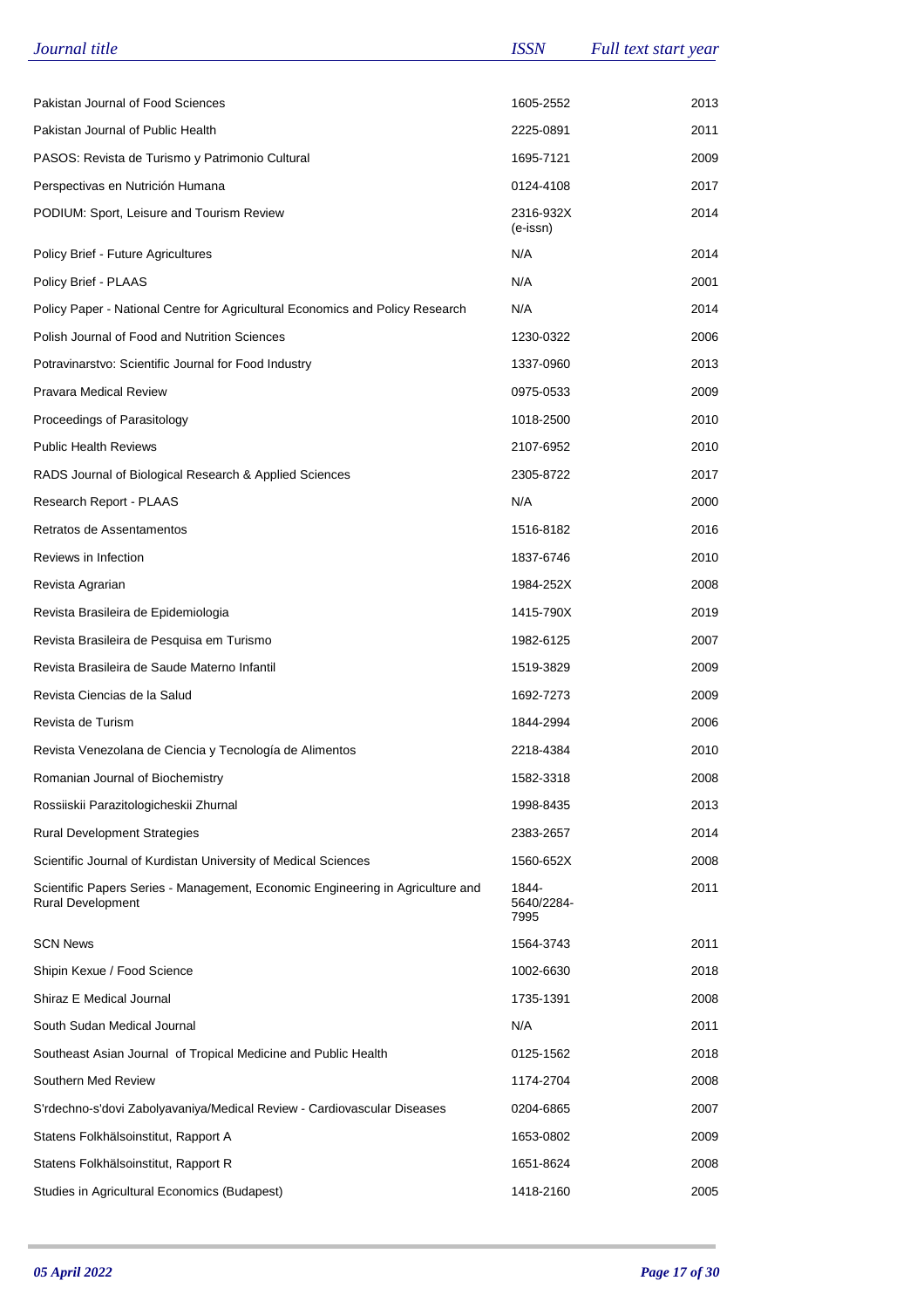| Journal title | ISSN | Full text start year |
| --- | --- | --- |
| Pakistan Journal of Food Sciences | 1605-2552 | 2013 |
| Pakistan Journal of Public Health | 2225-0891 | 2011 |
| PASOS: Revista de Turismo y Patrimonio Cultural | 1695-7121 | 2009 |
| Perspectivas en Nutrición Humana | 0124-4108 | 2017 |
| PODIUM: Sport, Leisure and Tourism Review | 2316-932X (e-issn) | 2014 |
| Policy Brief - Future Agricultures | N/A | 2014 |
| Policy Brief - PLAAS | N/A | 2001 |
| Policy Paper - National Centre for Agricultural Economics and Policy Research | N/A | 2014 |
| Polish Journal of Food and Nutrition Sciences | 1230-0322 | 2006 |
| Potravinarstvo: Scientific Journal for Food Industry | 1337-0960 | 2013 |
| Pravara Medical Review | 0975-0533 | 2009 |
| Proceedings of Parasitology | 1018-2500 | 2010 |
| Public Health Reviews | 2107-6952 | 2010 |
| RADS Journal of Biological Research & Applied Sciences | 2305-8722 | 2017 |
| Research Report - PLAAS | N/A | 2000 |
| Retratos de Assentamentos | 1516-8182 | 2016 |
| Reviews in Infection | 1837-6746 | 2010 |
| Revista Agrarian | 1984-252X | 2008 |
| Revista Brasileira de Epidemiologia | 1415-790X | 2019 |
| Revista Brasileira de Pesquisa em Turismo | 1982-6125 | 2007 |
| Revista Brasileira de Saude Materno Infantil | 1519-3829 | 2009 |
| Revista Ciencias de la Salud | 1692-7273 | 2009 |
| Revista de Turism | 1844-2994 | 2006 |
| Revista Venezolana de Ciencia y Tecnología de Alimentos | 2218-4384 | 2010 |
| Romanian Journal of Biochemistry | 1582-3318 | 2008 |
| Rossiiskii Parazitologicheskii Zhurnal | 1998-8435 | 2013 |
| Rural Development Strategies | 2383-2657 | 2014 |
| Scientific Journal of Kurdistan University of Medical Sciences | 1560-652X | 2008 |
| Scientific Papers Series - Management, Economic Engineering in Agriculture and Rural Development | 1844-5640/2284-7995 | 2011 |
| SCN News | 1564-3743 | 2011 |
| Shipin Kexue / Food Science | 1002-6630 | 2018 |
| Shiraz E Medical Journal | 1735-1391 | 2008 |
| South Sudan Medical Journal | N/A | 2011 |
| Southeast Asian Journal of Tropical Medicine and Public Health | 0125-1562 | 2018 |
| Southern Med Review | 1174-2704 | 2008 |
| S'rdechno-s'dovi Zabolyavaniya/Medical Review - Cardiovascular Diseases | 0204-6865 | 2007 |
| Statens Folkhälsoinstitut, Rapport A | 1653-0802 | 2009 |
| Statens Folkhälsoinstitut, Rapport R | 1651-8624 | 2008 |
| Studies in Agricultural Economics (Budapest) | 1418-2160 | 2005 |

*05 April 2022*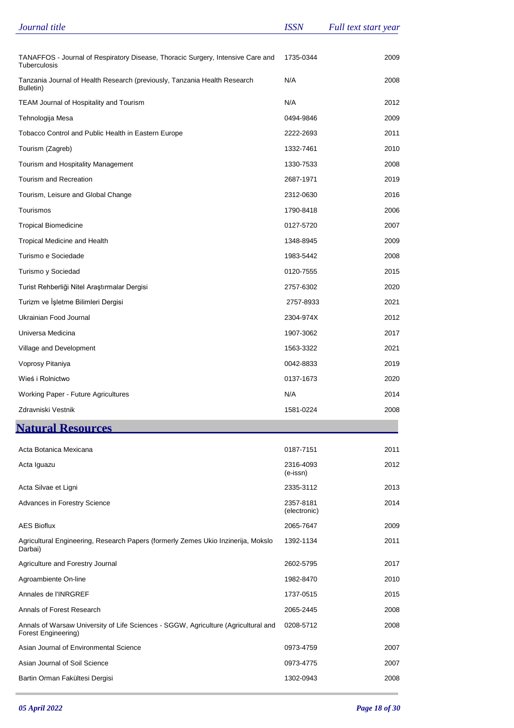| Journal title | ISSN | Full text start year |
|---|---|---|
| TANAFFOS - Journal of Respiratory Disease, Thoracic Surgery, Intensive Care and Tuberculosis | 1735-0344 | 2009 |
| Tanzania Journal of Health Research (previously, Tanzania Health Research Bulletin) | N/A | 2008 |
| TEAM Journal of Hospitality and Tourism | N/A | 2012 |
| Tehnologija Mesa | 0494-9846 | 2009 |
| Tobacco Control and Public Health in Eastern Europe | 2222-2693 | 2011 |
| Tourism (Zagreb) | 1332-7461 | 2010 |
| Tourism and Hospitality Management | 1330-7533 | 2008 |
| Tourism and Recreation | 2687-1971 | 2019 |
| Tourism, Leisure and Global Change | 2312-0630 | 2016 |
| Tourismos | 1790-8418 | 2006 |
| Tropical Biomedicine | 0127-5720 | 2007 |
| Tropical Medicine and Health | 1348-8945 | 2009 |
| Turismo e Sociedade | 1983-5442 | 2008 |
| Turismo y Sociedad | 0120-7555 | 2015 |
| Turist Rehberliği Nitel Araştırmalar Dergisi | 2757-6302 | 2020 |
| Turizm ve İşletme Bilimleri Dergisi | 2757-8933 | 2021 |
| Ukrainian Food Journal | 2304-974X | 2012 |
| Universa Medicina | 1907-3062 | 2017 |
| Village and Development | 1563-3322 | 2021 |
| Voprosy Pitaniya | 0042-8833 | 2019 |
| Wieś i Rolnictwo | 0137-1673 | 2020 |
| Working Paper - Future Agricultures | N/A | 2014 |
| Zdravniski Vestnik | 1581-0224 | 2008 |

## Natural Resources

| Journal title | ISSN | Full text start year |
|---|---|---|
| Acta Botanica Mexicana | 0187-7151 | 2011 |
| Acta Iguazu | 2316-4093 (e-issn) | 2012 |
| Acta Silvae et Ligni | 2335-3112 | 2013 |
| Advances in Forestry Science | 2357-8181 (electronic) | 2014 |
| AES Bioflux | 2065-7647 | 2009 |
| Agricultural Engineering, Research Papers (formerly Zemes Ukio Inzinerija, Mokslo Darbai) | 1392-1134 | 2011 |
| Agriculture and Forestry Journal | 2602-5795 | 2017 |
| Agroambiente On-line | 1982-8470 | 2010 |
| Annales de l'INRGREF | 1737-0515 | 2015 |
| Annals of Forest Research | 2065-2445 | 2008 |
| Annals of Warsaw University of Life Sciences - SGGW, Agriculture (Agricultural and Forest Engineering) | 0208-5712 | 2008 |
| Asian Journal of Environmental Science | 0973-4759 | 2007 |
| Asian Journal of Soil Science | 0973-4775 | 2007 |
| Bartin Orman Fakültesi Dergisi | 1302-0943 | 2008 |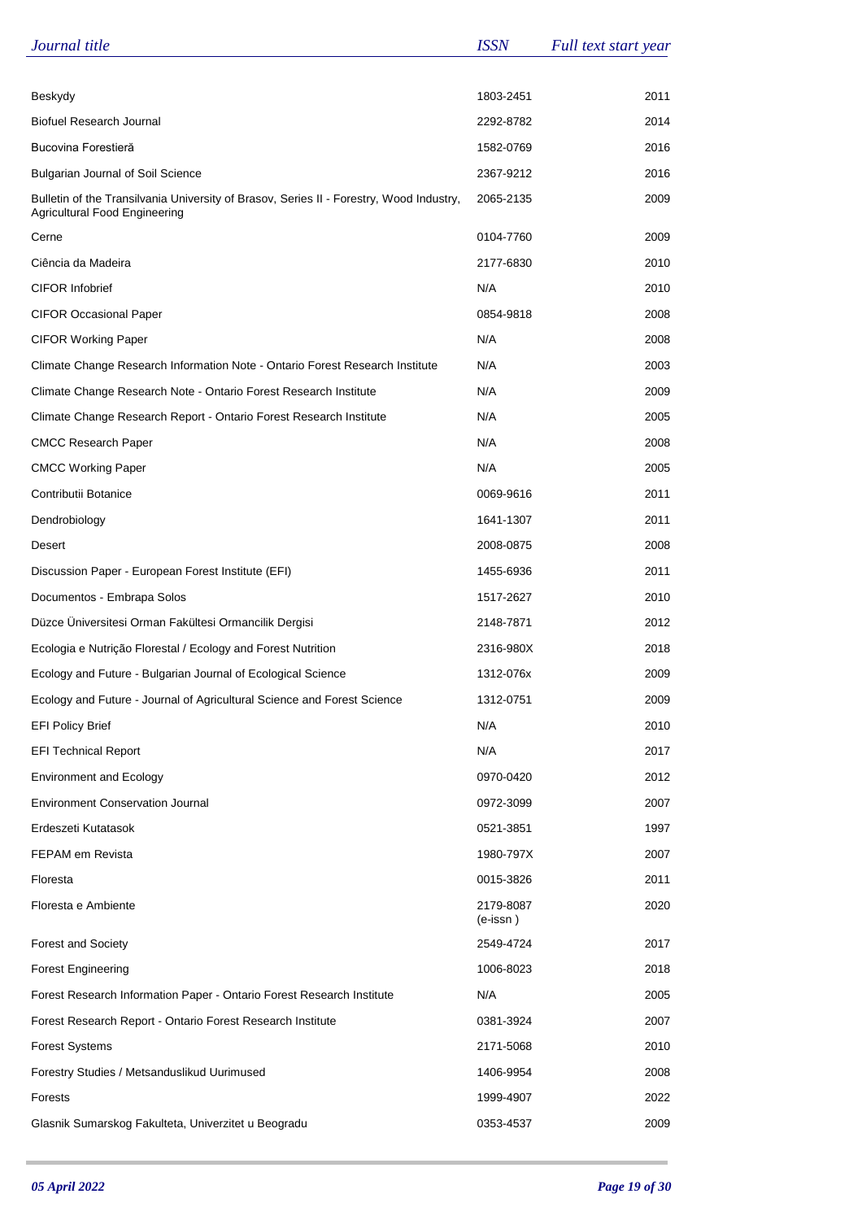| Journal title | ISSN | Full text start year |
| --- | --- | --- |
| Beskydy | 1803-2451 | 2011 |
| Biofuel Research Journal | 2292-8782 | 2014 |
| Bucovina Forestieră | 1582-0769 | 2016 |
| Bulgarian Journal of Soil Science | 2367-9212 | 2016 |
| Bulletin of the Transilvania University of Brasov, Series II - Forestry, Wood Industry, Agricultural Food Engineering | 2065-2135 | 2009 |
| Cerne | 0104-7760 | 2009 |
| Ciência da Madeira | 2177-6830 | 2010 |
| CIFOR Infobrief | N/A | 2010 |
| CIFOR Occasional Paper | 0854-9818 | 2008 |
| CIFOR Working Paper | N/A | 2008 |
| Climate Change Research Information Note - Ontario Forest Research Institute | N/A | 2003 |
| Climate Change Research Note - Ontario Forest Research Institute | N/A | 2009 |
| Climate Change Research Report - Ontario Forest Research Institute | N/A | 2005 |
| CMCC Research Paper | N/A | 2008 |
| CMCC Working Paper | N/A | 2005 |
| Contributii Botanice | 0069-9616 | 2011 |
| Dendrobiology | 1641-1307 | 2011 |
| Desert | 2008-0875 | 2008 |
| Discussion Paper - European Forest Institute (EFI) | 1455-6936 | 2011 |
| Documentos - Embrapa Solos | 1517-2627 | 2010 |
| Düzce Üniversitesi Orman Fakültesi Ormancilik Dergisi | 2148-7871 | 2012 |
| Ecologia e Nutrição Florestal / Ecology and Forest Nutrition | 2316-980X | 2018 |
| Ecology and Future - Bulgarian Journal of Ecological Science | 1312-076x | 2009 |
| Ecology and Future - Journal of Agricultural Science and Forest Science | 1312-0751 | 2009 |
| EFI Policy Brief | N/A | 2010 |
| EFI Technical Report | N/A | 2017 |
| Environment and Ecology | 0970-0420 | 2012 |
| Environment Conservation Journal | 0972-3099 | 2007 |
| Erdeszeti Kutatasok | 0521-3851 | 1997 |
| FEPAM em Revista | 1980-797X | 2007 |
| Floresta | 0015-3826 | 2011 |
| Floresta e Ambiente | 2179-8087 (e-issn ) | 2020 |
| Forest and Society | 2549-4724 | 2017 |
| Forest Engineering | 1006-8023 | 2018 |
| Forest Research Information Paper - Ontario Forest Research Institute | N/A | 2005 |
| Forest Research Report - Ontario Forest Research Institute | 0381-3924 | 2007 |
| Forest Systems | 2171-5068 | 2010 |
| Forestry Studies / Metsanduslikud Uurimused | 1406-9954 | 2008 |
| Forests | 1999-4907 | 2022 |
| Glasnik Sumarskog Fakulteta, Univerzitet u Beogradu | 0353-4537 | 2009 |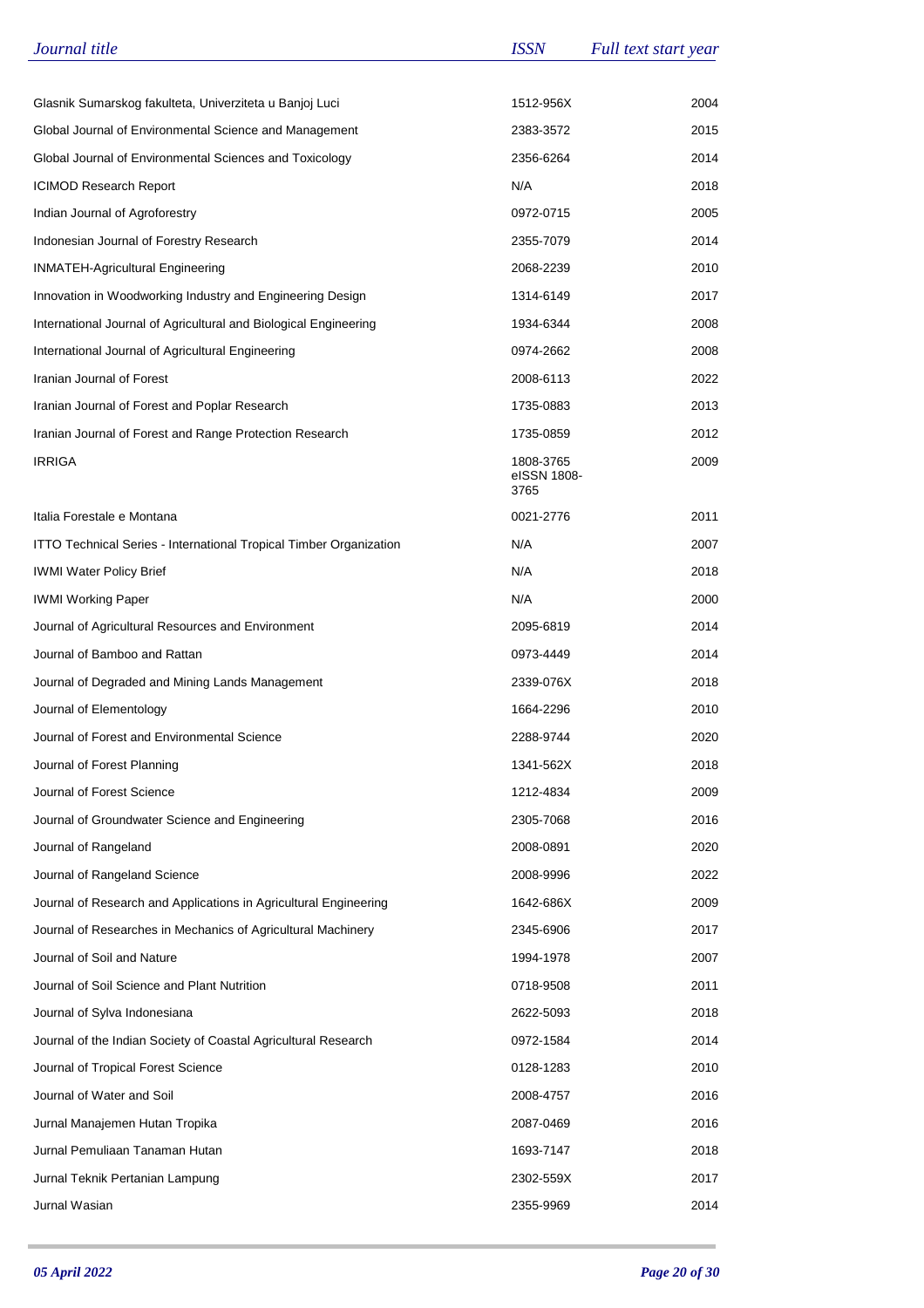| *Journal title* | *ISSN* | *Full text start year* |
|---|---|---|
| Glasnik Sumarskog fakulteta, Univerziteta u Banjoj Luci | 1512-956X | 2004 |
| Global Journal of Environmental Science and Management | 2383-3572 | 2015 |
| Global Journal of Environmental Sciences and Toxicology | 2356-6264 | 2014 |
| ICIMOD Research Report | N/A | 2018 |
| Indian Journal of Agroforestry | 0972-0715 | 2005 |
| Indonesian Journal of Forestry Research | 2355-7079 | 2014 |
| INMATEH-Agricultural Engineering | 2068-2239 | 2010 |
| Innovation in Woodworking Industry and Engineering Design | 1314-6149 | 2017 |
| International Journal of Agricultural and Biological Engineering | 1934-6344 | 2008 |
| International Journal of Agricultural Engineering | 0974-2662 | 2008 |
| Iranian Journal of Forest | 2008-6113 | 2022 |
| Iranian Journal of Forest and Poplar Research | 1735-0883 | 2013 |
| Iranian Journal of Forest and Range Protection Research | 1735-0859 | 2012 |
| IRRIGA | 1808-3765 eISSN 1808-3765 | 2009 |
| Italia Forestale e Montana | 0021-2776 | 2011 |
| ITTO Technical Series - International Tropical Timber Organization | N/A | 2007 |
| IWMI Water Policy Brief | N/A | 2018 |
| IWMI Working Paper | N/A | 2000 |
| Journal of Agricultural Resources and Environment | 2095-6819 | 2014 |
| Journal of Bamboo and Rattan | 0973-4449 | 2014 |
| Journal of Degraded and Mining Lands Management | 2339-076X | 2018 |
| Journal of Elementology | 1664-2296 | 2010 |
| Journal of Forest and Environmental Science | 2288-9744 | 2020 |
| Journal of Forest Planning | 1341-562X | 2018 |
| Journal of Forest Science | 1212-4834 | 2009 |
| Journal of Groundwater Science and Engineering | 2305-7068 | 2016 |
| Journal of Rangeland | 2008-0891 | 2020 |
| Journal of Rangeland Science | 2008-9996 | 2022 |
| Journal of Research and Applications in Agricultural Engineering | 1642-686X | 2009 |
| Journal of Researches in Mechanics of Agricultural Machinery | 2345-6906 | 2017 |
| Journal of Soil and Nature | 1994-1978 | 2007 |
| Journal of Soil Science and Plant Nutrition | 0718-9508 | 2011 |
| Journal of Sylva Indonesiana | 2622-5093 | 2018 |
| Journal of the Indian Society of Coastal Agricultural Research | 0972-1584 | 2014 |
| Journal of Tropical Forest Science | 0128-1283 | 2010 |
| Journal of Water and Soil | 2008-4757 | 2016 |
| Jurnal Manajemen Hutan Tropika | 2087-0469 | 2016 |
| Jurnal Pemuliaan Tanaman Hutan | 1693-7147 | 2018 |
| Jurnal Teknik Pertanian Lampung | 2302-559X | 2017 |
| Jurnal Wasian | 2355-9969 | 2014 |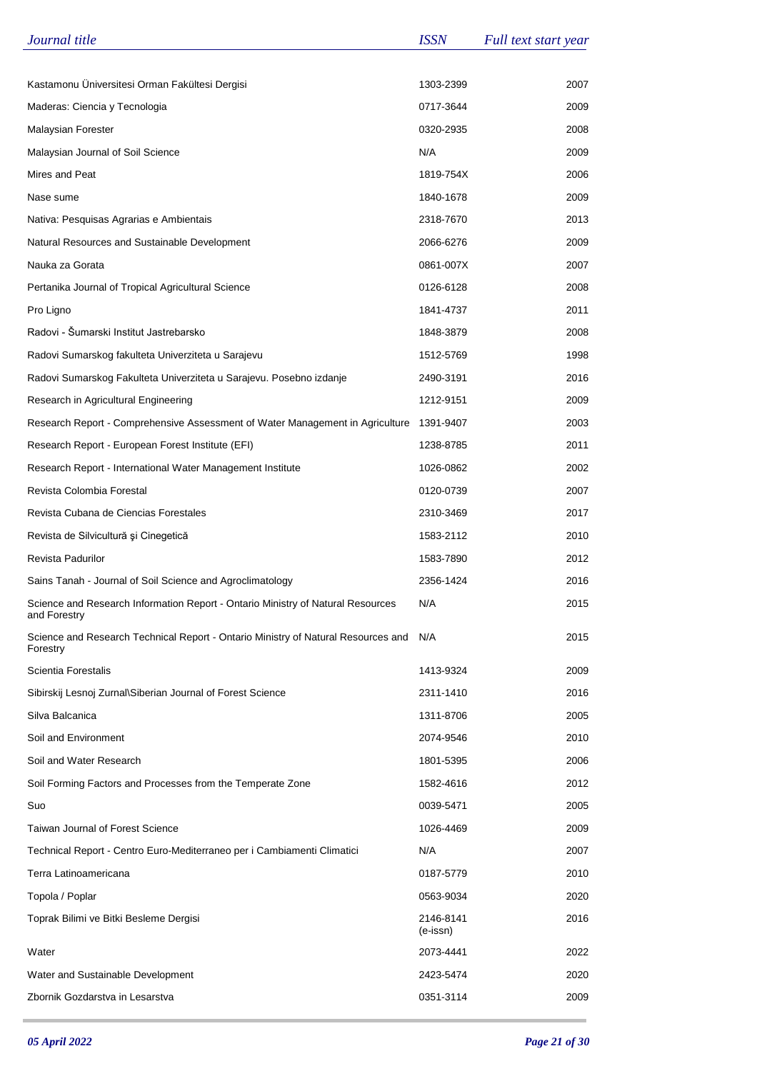| Journal title | ISSN | Full text start year |
|---|---|---|
| Kastamonu Üniversitesi Orman Fakültesi Dergisi | 1303-2399 | 2007 |
| Maderas: Ciencia y Tecnologia | 0717-3644 | 2009 |
| Malaysian Forester | 0320-2935 | 2008 |
| Malaysian Journal of Soil Science | N/A | 2009 |
| Mires and Peat | 1819-754X | 2006 |
| Nase sume | 1840-1678 | 2009 |
| Nativa: Pesquisas Agrarias e Ambientais | 2318-7670 | 2013 |
| Natural Resources and Sustainable Development | 2066-6276 | 2009 |
| Nauka za Gorata | 0861-007X | 2007 |
| Pertanika Journal of Tropical Agricultural Science | 0126-6128 | 2008 |
| Pro Ligno | 1841-4737 | 2011 |
| Radovi - Šumarski Institut Jastrebarsko | 1848-3879 | 2008 |
| Radovi Sumarskog fakulteta Univerziteta u Sarajevu | 1512-5769 | 1998 |
| Radovi Sumarskog Fakulteta Univerziteta u Sarajevu. Posebno izdanje | 2490-3191 | 2016 |
| Research in Agricultural Engineering | 1212-9151 | 2009 |
| Research Report - Comprehensive Assessment of Water Management in Agriculture | 1391-9407 | 2003 |
| Research Report - European Forest Institute (EFI) | 1238-8785 | 2011 |
| Research Report - International Water Management Institute | 1026-0862 | 2002 |
| Revista Colombia Forestal | 0120-0739 | 2007 |
| Revista Cubana de Ciencias Forestales | 2310-3469 | 2017 |
| Revista de Silvicultură şi Cinegetică | 1583-2112 | 2010 |
| Revista Padurilor | 1583-7890 | 2012 |
| Sains Tanah - Journal of Soil Science and Agroclimatology | 2356-1424 | 2016 |
| Science and Research Information Report - Ontario Ministry of Natural Resources and Forestry | N/A | 2015 |
| Science and Research Technical Report - Ontario Ministry of Natural Resources and Forestry | N/A | 2015 |
| Scientia Forestalis | 1413-9324 | 2009 |
| Sibirskij Lesnoj Zurnal\Siberian Journal of Forest Science | 2311-1410 | 2016 |
| Silva Balcanica | 1311-8706 | 2005 |
| Soil and Environment | 2074-9546 | 2010 |
| Soil and Water Research | 1801-5395 | 2006 |
| Soil Forming Factors and Processes from the Temperate Zone | 1582-4616 | 2012 |
| Suo | 0039-5471 | 2005 |
| Taiwan Journal of Forest Science | 1026-4469 | 2009 |
| Technical Report - Centro Euro-Mediterraneo per i Cambiamenti Climatici | N/A | 2007 |
| Terra Latinoamericana | 0187-5779 | 2010 |
| Topola / Poplar | 0563-9034 | 2020 |
| Toprak Bilimi ve Bitki Besleme Dergisi | 2146-8141 (e-issn) | 2016 |
| Water | 2073-4441 | 2022 |
| Water and Sustainable Development | 2423-5474 | 2020 |
| Zbornik Gozdarstva in Lesarstva | 0351-3114 | 2009 |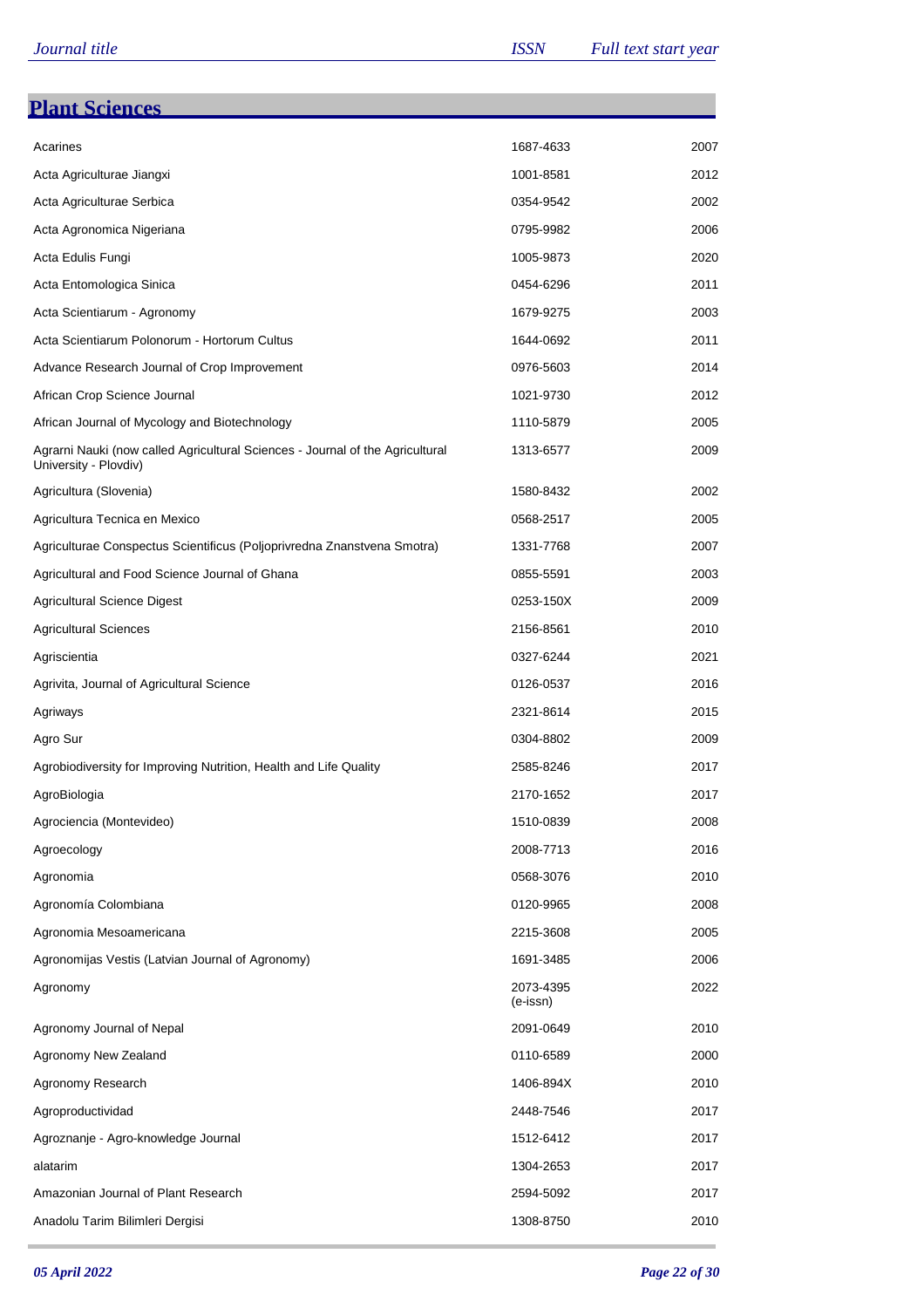| Journal title | ISSN | Full text start year |
|---|---|---|

## Plant Sciences

| Journal title | ISSN | Full text start year |
|---|---|---|
| Acarines | 1687-4633 | 2007 |
| Acta Agriculturae Jiangxi | 1001-8581 | 2012 |
| Acta Agriculturae Serbica | 0354-9542 | 2002 |
| Acta Agronomica Nigeriana | 0795-9982 | 2006 |
| Acta Edulis Fungi | 1005-9873 | 2020 |
| Acta Entomologica Sinica | 0454-6296 | 2011 |
| Acta Scientiarum - Agronomy | 1679-9275 | 2003 |
| Acta Scientiarum Polonorum - Hortorum Cultus | 1644-0692 | 2011 |
| Advance Research Journal of Crop Improvement | 0976-5603 | 2014 |
| African Crop Science Journal | 1021-9730 | 2012 |
| African Journal of Mycology and Biotechnology | 1110-5879 | 2005 |
| Agrarni Nauki (now called Agricultural Sciences - Journal of the Agricultural University - Plovdiv) | 1313-6577 | 2009 |
| Agricultura (Slovenia) | 1580-8432 | 2002 |
| Agricultura Tecnica en Mexico | 0568-2517 | 2005 |
| Agriculturae Conspectus Scientificus (Poljoprivredna Znanstvena Smotra) | 1331-7768 | 2007 |
| Agricultural and Food Science Journal of Ghana | 0855-5591 | 2003 |
| Agricultural Science Digest | 0253-150X | 2009 |
| Agricultural Sciences | 2156-8561 | 2010 |
| Agriscientia | 0327-6244 | 2021 |
| Agrivita, Journal of Agricultural Science | 0126-0537 | 2016 |
| Agriways | 2321-8614 | 2015 |
| Agro Sur | 0304-8802 | 2009 |
| Agrobiodiversity for Improving Nutrition, Health and Life Quality | 2585-8246 | 2017 |
| AgroBiologia | 2170-1652 | 2017 |
| Agrociencia (Montevideo) | 1510-0839 | 2008 |
| Agroecology | 2008-7713 | 2016 |
| Agronomia | 0568-3076 | 2010 |
| Agronomía Colombiana | 0120-9965 | 2008 |
| Agronomia Mesoamericana | 2215-3608 | 2005 |
| Agronomijas Vestis (Latvian Journal of Agronomy) | 1691-3485 | 2006 |
| Agronomy | 2073-4395 (e-issn) | 2022 |
| Agronomy Journal of Nepal | 2091-0649 | 2010 |
| Agronomy New Zealand | 0110-6589 | 2000 |
| Agronomy Research | 1406-894X | 2010 |
| Agroproductividad | 2448-7546 | 2017 |
| Agroznanje - Agro-knowledge Journal | 1512-6412 | 2017 |
| alatarim | 1304-2653 | 2017 |
| Amazonian Journal of Plant Research | 2594-5092 | 2017 |
| Anadolu Tarim Bilimleri Dergisi | 1308-8750 | 2010 |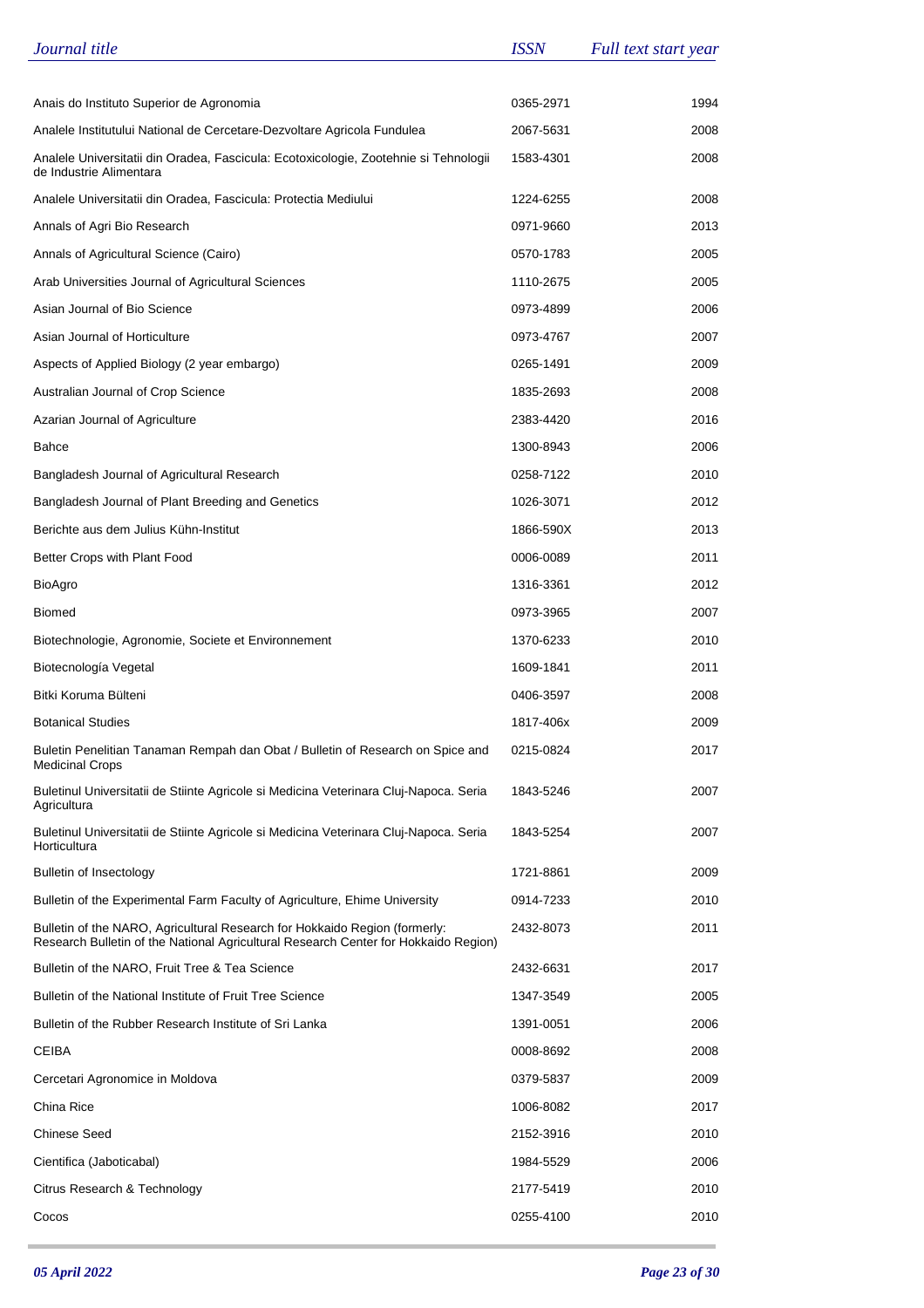| Journal title | ISSN | Full text start year |
|---|---|---|
| Anais do Instituto Superior de Agronomia | 0365-2971 | 1994 |
| Analele Institutului National de Cercetare-Dezvoltare Agricola Fundulea | 2067-5631 | 2008 |
| Analele Universitatii din Oradea, Fascicula: Ecotoxicologie, Zootehnie si Tehnologii de Industrie Alimentara | 1583-4301 | 2008 |
| Analele Universitatii din Oradea, Fascicula: Protectia Mediului | 1224-6255 | 2008 |
| Annals of Agri Bio Research | 0971-9660 | 2013 |
| Annals of Agricultural Science (Cairo) | 0570-1783 | 2005 |
| Arab Universities Journal of Agricultural Sciences | 1110-2675 | 2005 |
| Asian Journal of Bio Science | 0973-4899 | 2006 |
| Asian Journal of Horticulture | 0973-4767 | 2007 |
| Aspects of Applied Biology (2 year embargo) | 0265-1491 | 2009 |
| Australian Journal of Crop Science | 1835-2693 | 2008 |
| Azarian Journal of Agriculture | 2383-4420 | 2016 |
| Bahce | 1300-8943 | 2006 |
| Bangladesh Journal of Agricultural Research | 0258-7122 | 2010 |
| Bangladesh Journal of Plant Breeding and Genetics | 1026-3071 | 2012 |
| Berichte aus dem Julius Kühn-Institut | 1866-590X | 2013 |
| Better Crops with Plant Food | 0006-0089 | 2011 |
| BioAgro | 1316-3361 | 2012 |
| Biomed | 0973-3965 | 2007 |
| Biotechnologie, Agronomie, Societe et Environnement | 1370-6233 | 2010 |
| Biotecnología Vegetal | 1609-1841 | 2011 |
| Bitki Koruma Bülteni | 0406-3597 | 2008 |
| Botanical Studies | 1817-406x | 2009 |
| Buletin Penelitian Tanaman Rempah dan Obat / Bulletin of Research on Spice and Medicinal Crops | 0215-0824 | 2017 |
| Buletinul Universitatii de Stiinte Agricole si Medicina Veterinara Cluj-Napoca. Seria Agricultura | 1843-5246 | 2007 |
| Buletinul Universitatii de Stiinte Agricole si Medicina Veterinara Cluj-Napoca. Seria Horticultura | 1843-5254 | 2007 |
| Bulletin of Insectology | 1721-8861 | 2009 |
| Bulletin of the Experimental Farm Faculty of Agriculture, Ehime University | 0914-7233 | 2010 |
| Bulletin of the NARO, Agricultural Research for Hokkaido Region (formerly: Research Bulletin of the National Agricultural Research Center for Hokkaido Region) | 2432-8073 | 2011 |
| Bulletin of the NARO, Fruit Tree & Tea Science | 2432-6631 | 2017 |
| Bulletin of the National Institute of Fruit Tree Science | 1347-3549 | 2005 |
| Bulletin of the Rubber Research Institute of Sri Lanka | 1391-0051 | 2006 |
| CEIBA | 0008-8692 | 2008 |
| Cercetari Agronomice in Moldova | 0379-5837 | 2009 |
| China Rice | 1006-8082 | 2017 |
| Chinese Seed | 2152-3916 | 2010 |
| Cientifica (Jaboticabal) | 1984-5529 | 2006 |
| Citrus Research & Technology | 2177-5419 | 2010 |
| Cocos | 0255-4100 | 2010 |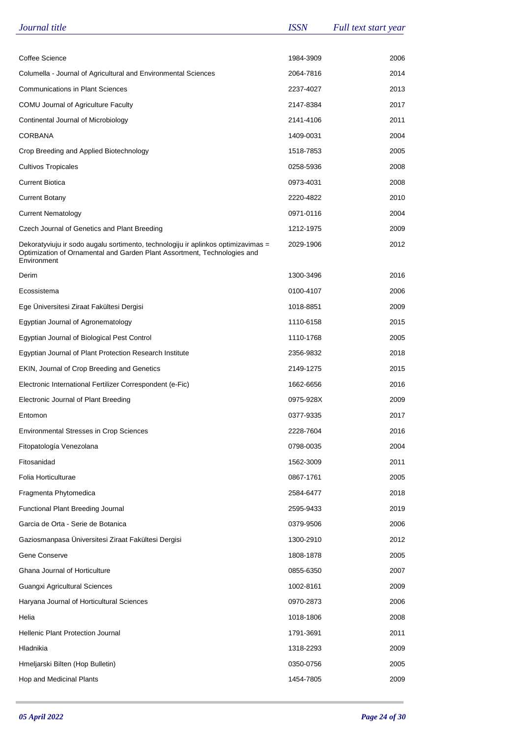| Journal title | ISSN | Full text start year |
|---|---|---|
| Coffee Science | 1984-3909 | 2006 |
| Columella - Journal of Agricultural and Environmental Sciences | 2064-7816 | 2014 |
| Communications in Plant Sciences | 2237-4027 | 2013 |
| COMU Journal of Agriculture Faculty | 2147-8384 | 2017 |
| Continental Journal of Microbiology | 2141-4106 | 2011 |
| CORBANA | 1409-0031 | 2004 |
| Crop Breeding and Applied Biotechnology | 1518-7853 | 2005 |
| Cultivos Tropicales | 0258-5936 | 2008 |
| Current Biotica | 0973-4031 | 2008 |
| Current Botany | 2220-4822 | 2010 |
| Current Nematology | 0971-0116 | 2004 |
| Czech Journal of Genetics and Plant Breeding | 1212-1975 | 2009 |
| Dekoratyviuju ir sodo augalu sortimento, technologiju ir aplinkos optimizavimas = Optimization of Ornamental and Garden Plant Assortment, Technologies and Environment | 2029-1906 | 2012 |
| Derim | 1300-3496 | 2016 |
| Ecossistema | 0100-4107 | 2006 |
| Ege Üniversitesi Ziraat Fakültesi Dergisi | 1018-8851 | 2009 |
| Egyptian Journal of Agronematology | 1110-6158 | 2015 |
| Egyptian Journal of Biological Pest Control | 1110-1768 | 2005 |
| Egyptian Journal of Plant Protection Research Institute | 2356-9832 | 2018 |
| EKIN, Journal of Crop Breeding and Genetics | 2149-1275 | 2015 |
| Electronic International Fertilizer Correspondent (e-Fic) | 1662-6656 | 2016 |
| Electronic Journal of Plant Breeding | 0975-928X | 2009 |
| Entomon | 0377-9335 | 2017 |
| Environmental Stresses in Crop Sciences | 2228-7604 | 2016 |
| Fitopatología Venezolana | 0798-0035 | 2004 |
| Fitosanidad | 1562-3009 | 2011 |
| Folia Horticulturae | 0867-1761 | 2005 |
| Fragmenta Phytomedica | 2584-6477 | 2018 |
| Functional Plant Breeding Journal | 2595-9433 | 2019 |
| Garcia de Orta - Serie de Botanica | 0379-9506 | 2006 |
| Gaziosmanpasa Üniversitesi Ziraat Fakültesi Dergisi | 1300-2910 | 2012 |
| Gene Conserve | 1808-1878 | 2005 |
| Ghana Journal of Horticulture | 0855-6350 | 2007 |
| Guangxi Agricultural Sciences | 1002-8161 | 2009 |
| Haryana Journal of Horticultural Sciences | 0970-2873 | 2006 |
| Helia | 1018-1806 | 2008 |
| Hellenic Plant Protection Journal | 1791-3691 | 2011 |
| Hladnikia | 1318-2293 | 2009 |
| Hmeljarski Bilten (Hop Bulletin) | 0350-0756 | 2005 |
| Hop and Medicinal Plants | 1454-7805 | 2009 |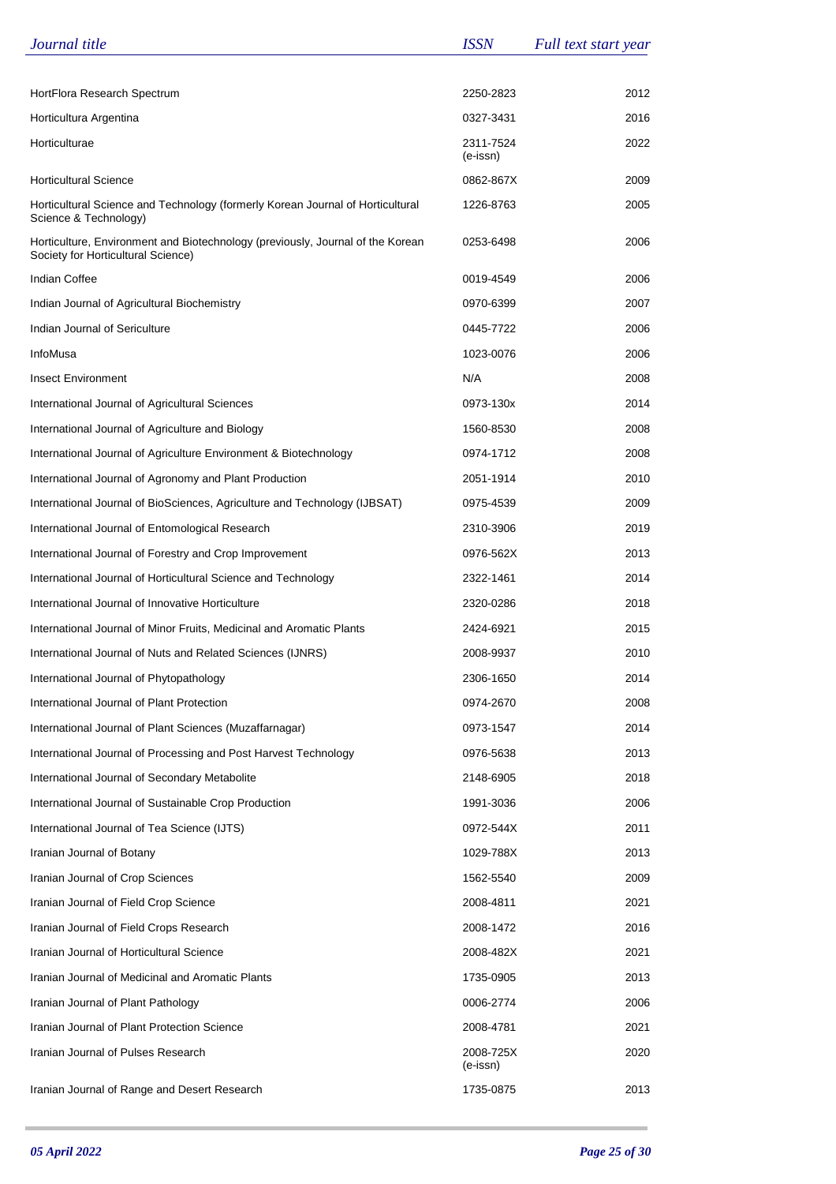| Journal title | ISSN | Full text start year |
|---|---|---|
| HortFlora Research Spectrum | 2250-2823 | 2012 |
| Horticultura Argentina | 0327-3431 | 2016 |
| Horticulturae | 2311-7524 (e-issn) | 2022 |
| Horticultural Science | 0862-867X | 2009 |
| Horticultural Science and Technology (formerly Korean Journal of Horticultural Science & Technology) | 1226-8763 | 2005 |
| Horticulture, Environment and Biotechnology (previously, Journal of the Korean Society for Horticultural Science) | 0253-6498 | 2006 |
| Indian Coffee | 0019-4549 | 2006 |
| Indian Journal of Agricultural Biochemistry | 0970-6399 | 2007 |
| Indian Journal of Sericulture | 0445-7722 | 2006 |
| InfoMusa | 1023-0076 | 2006 |
| Insect Environment | N/A | 2008 |
| International Journal of Agricultural Sciences | 0973-130x | 2014 |
| International Journal of Agriculture and Biology | 1560-8530 | 2008 |
| International Journal of Agriculture Environment & Biotechnology | 0974-1712 | 2008 |
| International Journal of Agronomy and Plant Production | 2051-1914 | 2010 |
| International Journal of BioSciences, Agriculture and Technology (IJBSAT) | 0975-4539 | 2009 |
| International Journal of Entomological Research | 2310-3906 | 2019 |
| International Journal of Forestry and Crop Improvement | 0976-562X | 2013 |
| International Journal of Horticultural Science and Technology | 2322-1461 | 2014 |
| International Journal of Innovative Horticulture | 2320-0286 | 2018 |
| International Journal of Minor Fruits, Medicinal and Aromatic Plants | 2424-6921 | 2015 |
| International Journal of Nuts and Related Sciences (IJNRS) | 2008-9937 | 2010 |
| International Journal of Phytopathology | 2306-1650 | 2014 |
| International Journal of Plant Protection | 0974-2670 | 2008 |
| International Journal of Plant Sciences (Muzaffarnagar) | 0973-1547 | 2014 |
| International Journal of Processing and Post Harvest Technology | 0976-5638 | 2013 |
| International Journal of Secondary Metabolite | 2148-6905 | 2018 |
| International Journal of Sustainable Crop Production | 1991-3036 | 2006 |
| International Journal of Tea Science (IJTS) | 0972-544X | 2011 |
| Iranian Journal of Botany | 1029-788X | 2013 |
| Iranian Journal of Crop Sciences | 1562-5540 | 2009 |
| Iranian Journal of Field Crop Science | 2008-4811 | 2021 |
| Iranian Journal of Field Crops Research | 2008-1472 | 2016 |
| Iranian Journal of Horticultural Science | 2008-482X | 2021 |
| Iranian Journal of Medicinal and Aromatic Plants | 1735-0905 | 2013 |
| Iranian Journal of Plant Pathology | 0006-2774 | 2006 |
| Iranian Journal of Plant Protection Science | 2008-4781 | 2021 |
| Iranian Journal of Pulses Research | 2008-725X (e-issn) | 2020 |
| Iranian Journal of Range and Desert Research | 1735-0875 | 2013 |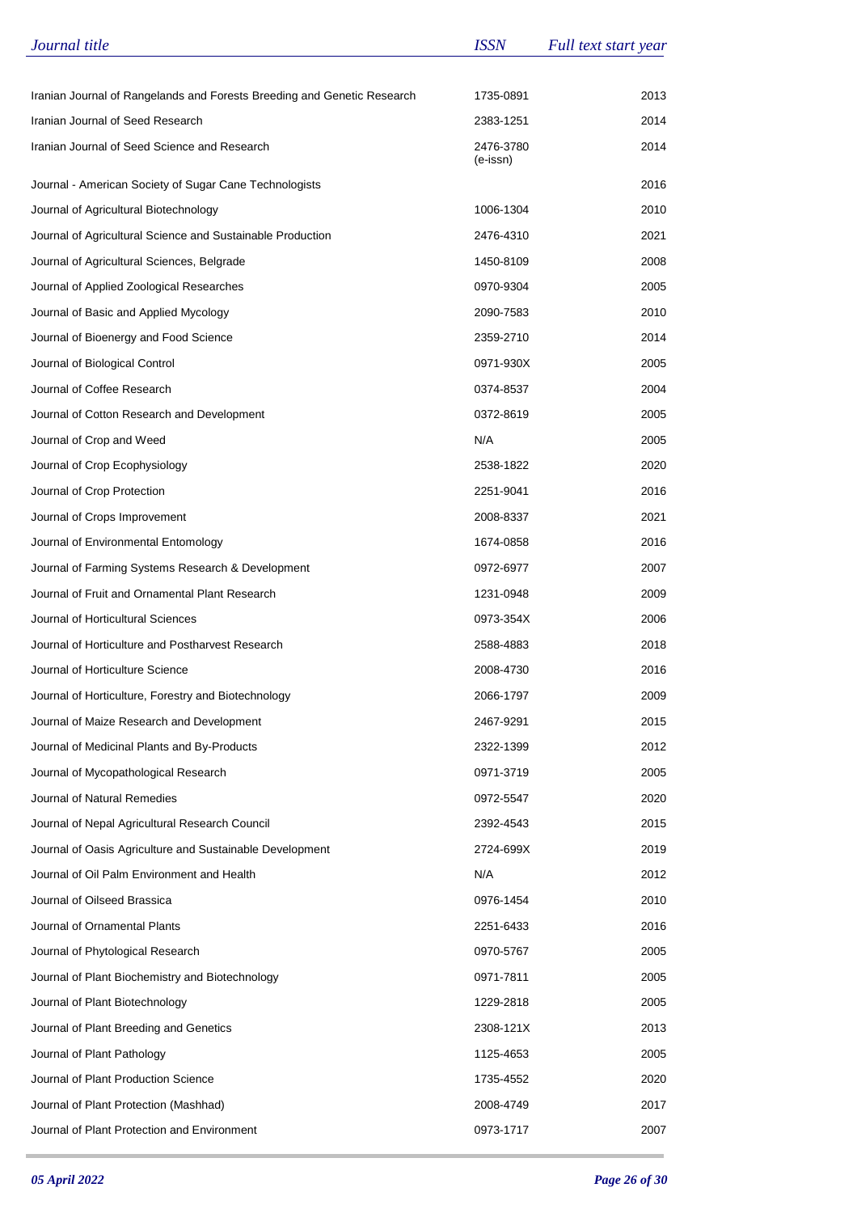| Journal title | ISSN | Full text start year |
|---|---|---|
| Iranian Journal of Rangelands and Forests Breeding and Genetic Research | 1735-0891 | 2013 |
| Iranian Journal of Seed Research | 2383-1251 | 2014 |
| Iranian Journal of Seed Science and Research | 2476-3780 (e-issn) | 2014 |
| Journal - American Society of Sugar Cane Technologists | | 2016 |
| Journal of Agricultural Biotechnology | 1006-1304 | 2010 |
| Journal of Agricultural Science and Sustainable Production | 2476-4310 | 2021 |
| Journal of Agricultural Sciences, Belgrade | 1450-8109 | 2008 |
| Journal of Applied Zoological Researches | 0970-9304 | 2005 |
| Journal of Basic and Applied Mycology | 2090-7583 | 2010 |
| Journal of Bioenergy and Food Science | 2359-2710 | 2014 |
| Journal of Biological Control | 0971-930X | 2005 |
| Journal of Coffee Research | 0374-8537 | 2004 |
| Journal of Cotton Research and Development | 0372-8619 | 2005 |
| Journal of Crop and Weed | N/A | 2005 |
| Journal of Crop Ecophysiology | 2538-1822 | 2020 |
| Journal of Crop Protection | 2251-9041 | 2016 |
| Journal of Crops Improvement | 2008-8337 | 2021 |
| Journal of Environmental Entomology | 1674-0858 | 2016 |
| Journal of Farming Systems Research & Development | 0972-6977 | 2007 |
| Journal of Fruit and Ornamental Plant Research | 1231-0948 | 2009 |
| Journal of Horticultural Sciences | 0973-354X | 2006 |
| Journal of Horticulture and Postharvest Research | 2588-4883 | 2018 |
| Journal of Horticulture Science | 2008-4730 | 2016 |
| Journal of Horticulture, Forestry and Biotechnology | 2066-1797 | 2009 |
| Journal of Maize Research and Development | 2467-9291 | 2015 |
| Journal of Medicinal Plants and By-Products | 2322-1399 | 2012 |
| Journal of Mycopathological Research | 0971-3719 | 2005 |
| Journal of Natural Remedies | 0972-5547 | 2020 |
| Journal of Nepal Agricultural Research Council | 2392-4543 | 2015 |
| Journal of Oasis Agriculture and Sustainable Development | 2724-699X | 2019 |
| Journal of Oil Palm Environment and Health | N/A | 2012 |
| Journal of Oilseed Brassica | 0976-1454 | 2010 |
| Journal of Ornamental Plants | 2251-6433 | 2016 |
| Journal of Phytological Research | 0970-5767 | 2005 |
| Journal of Plant Biochemistry and Biotechnology | 0971-7811 | 2005 |
| Journal of Plant Biotechnology | 1229-2818 | 2005 |
| Journal of Plant Breeding and Genetics | 2308-121X | 2013 |
| Journal of Plant Pathology | 1125-4653 | 2005 |
| Journal of Plant Production Science | 1735-4552 | 2020 |
| Journal of Plant Protection (Mashhad) | 2008-4749 | 2017 |
| Journal of Plant Protection and Environment | 0973-1717 | 2007 |

*05 April 2022*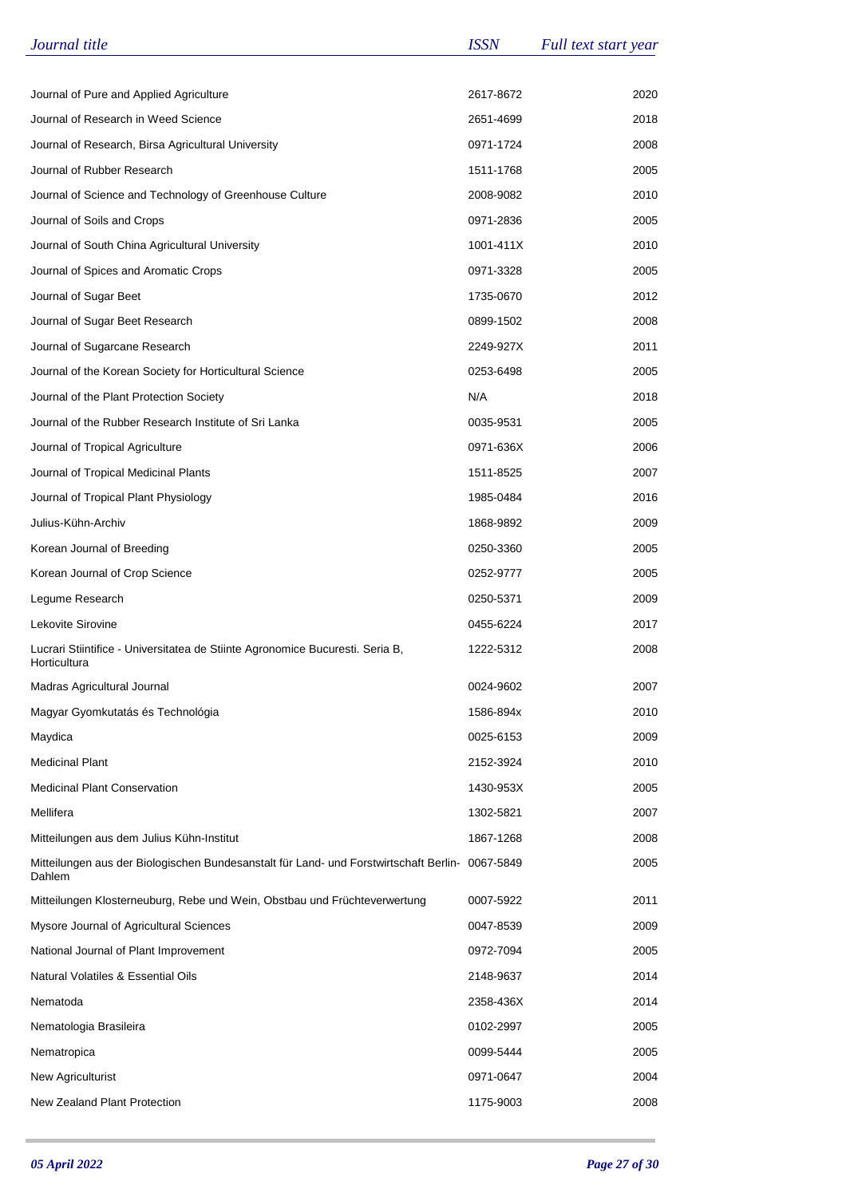| Journal title | ISSN | Full text start year |
|---|---|---|
| Journal of Pure and Applied Agriculture | 2617-8672 | 2020 |
| Journal of Research in Weed Science | 2651-4699 | 2018 |
| Journal of Research, Birsa Agricultural University | 0971-1724 | 2008 |
| Journal of Rubber Research | 1511-1768 | 2005 |
| Journal of Science and Technology of Greenhouse Culture | 2008-9082 | 2010 |
| Journal of Soils and Crops | 0971-2836 | 2005 |
| Journal of South China Agricultural University | 1001-411X | 2010 |
| Journal of Spices and Aromatic Crops | 0971-3328 | 2005 |
| Journal of Sugar Beet | 1735-0670 | 2012 |
| Journal of Sugar Beet Research | 0899-1502 | 2008 |
| Journal of Sugarcane Research | 2249-927X | 2011 |
| Journal of the Korean Society for Horticultural Science | 0253-6498 | 2005 |
| Journal of the Plant Protection Society | N/A | 2018 |
| Journal of the Rubber Research Institute of Sri Lanka | 0035-9531 | 2005 |
| Journal of Tropical Agriculture | 0971-636X | 2006 |
| Journal of Tropical Medicinal Plants | 1511-8525 | 2007 |
| Journal of Tropical Plant Physiology | 1985-0484 | 2016 |
| Julius-Kühn-Archiv | 1868-9892 | 2009 |
| Korean Journal of Breeding | 0250-3360 | 2005 |
| Korean Journal of Crop Science | 0252-9777 | 2005 |
| Legume Research | 0250-5371 | 2009 |
| Lekovite Sirovine | 0455-6224 | 2017 |
| Lucrari Stiintifice - Universitatea de Stiinte Agronomice Bucuresti. Seria B, Horticultura | 1222-5312 | 2008 |
| Madras Agricultural Journal | 0024-9602 | 2007 |
| Magyar Gyomkutatás és Technológia | 1586-894x | 2010 |
| Maydica | 0025-6153 | 2009 |
| Medicinal Plant | 2152-3924 | 2010 |
| Medicinal Plant Conservation | 1430-953X | 2005 |
| Mellifera | 1302-5821 | 2007 |
| Mitteilungen aus dem Julius Kühn-Institut | 1867-1268 | 2008 |
| Mitteilungen aus der Biologischen Bundesanstalt für Land- und Forstwirtschaft Berlin-Dahlem | 0067-5849 | 2005 |
| Mitteilungen Klosterneuburg, Rebe und Wein, Obstbau und Früchteverwertung | 0007-5922 | 2011 |
| Mysore Journal of Agricultural Sciences | 0047-8539 | 2009 |
| National Journal of Plant Improvement | 0972-7094 | 2005 |
| Natural Volatiles & Essential Oils | 2148-9637 | 2014 |
| Nematoda | 2358-436X | 2014 |
| Nematologia Brasileira | 0102-2997 | 2005 |
| Nematropica | 0099-5444 | 2005 |
| New Agriculturist | 0971-0647 | 2004 |
| New Zealand Plant Protection | 1175-9003 | 2008 |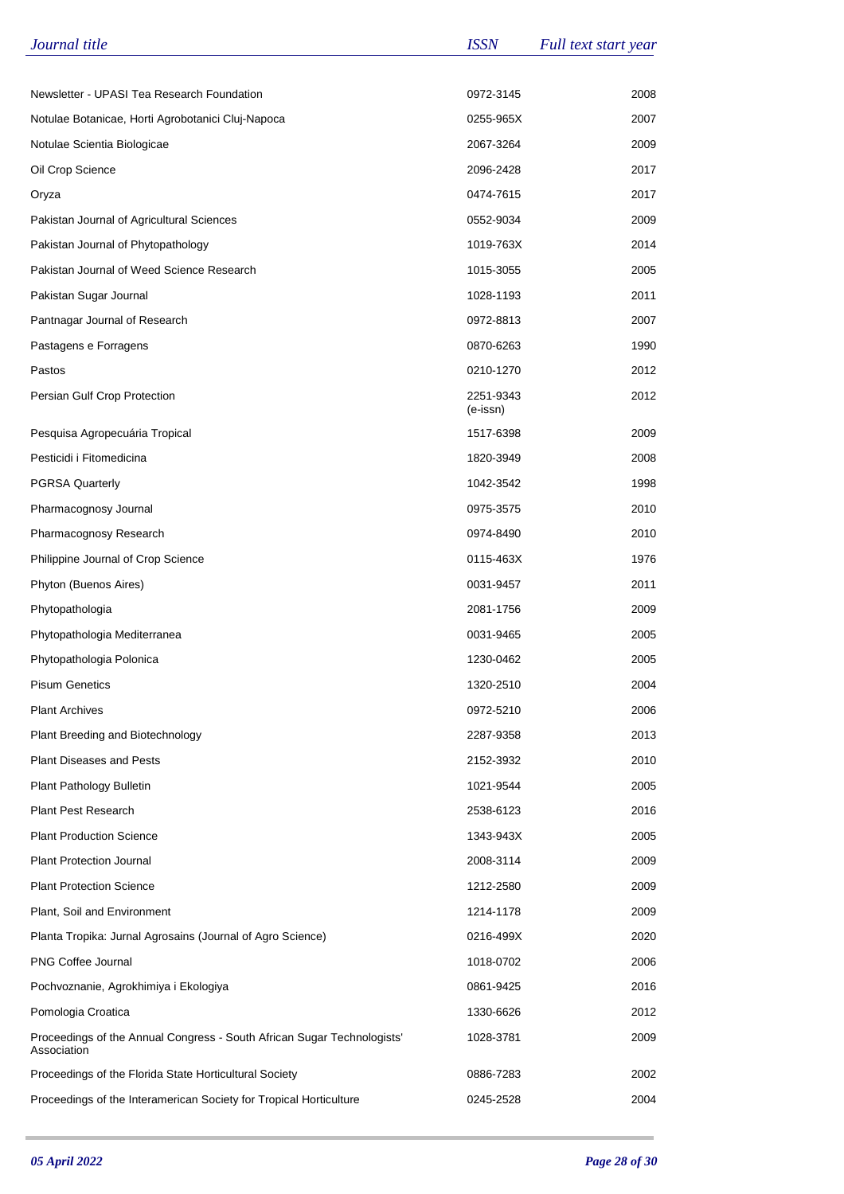| Journal title | ISSN | Full text start year |
| --- | --- | --- |
| Newsletter - UPASI Tea Research Foundation | 0972-3145 | 2008 |
| Notulae Botanicae, Horti Agrobotanici Cluj-Napoca | 0255-965X | 2007 |
| Notulae Scientia Biologicae | 2067-3264 | 2009 |
| Oil Crop Science | 2096-2428 | 2017 |
| Oryza | 0474-7615 | 2017 |
| Pakistan Journal of Agricultural Sciences | 0552-9034 | 2009 |
| Pakistan Journal of Phytopathology | 1019-763X | 2014 |
| Pakistan Journal of Weed Science Research | 1015-3055 | 2005 |
| Pakistan Sugar Journal | 1028-1193 | 2011 |
| Pantnagar Journal of Research | 0972-8813 | 2007 |
| Pastagens e Forragens | 0870-6263 | 1990 |
| Pastos | 0210-1270 | 2012 |
| Persian Gulf Crop Protection | 2251-9343 (e-issn) | 2012 |
| Pesquisa Agropecuária Tropical | 1517-6398 | 2009 |
| Pesticidi i Fitomedicina | 1820-3949 | 2008 |
| PGRSA Quarterly | 1042-3542 | 1998 |
| Pharmacognosy Journal | 0975-3575 | 2010 |
| Pharmacognosy Research | 0974-8490 | 2010 |
| Philippine Journal of Crop Science | 0115-463X | 1976 |
| Phyton (Buenos Aires) | 0031-9457 | 2011 |
| Phytopathologia | 2081-1756 | 2009 |
| Phytopathologia Mediterranea | 0031-9465 | 2005 |
| Phytopathologia Polonica | 1230-0462 | 2005 |
| Pisum Genetics | 1320-2510 | 2004 |
| Plant Archives | 0972-5210 | 2006 |
| Plant Breeding and Biotechnology | 2287-9358 | 2013 |
| Plant Diseases and Pests | 2152-3932 | 2010 |
| Plant Pathology Bulletin | 1021-9544 | 2005 |
| Plant Pest Research | 2538-6123 | 2016 |
| Plant Production Science | 1343-943X | 2005 |
| Plant Protection Journal | 2008-3114 | 2009 |
| Plant Protection Science | 1212-2580 | 2009 |
| Plant, Soil and Environment | 1214-1178 | 2009 |
| Planta Tropika: Jurnal Agrosains (Journal of Agro Science) | 0216-499X | 2020 |
| PNG Coffee Journal | 1018-0702 | 2006 |
| Pochvoznanie, Agrokhimiya i Ekologiya | 0861-9425 | 2016 |
| Pomologia Croatica | 1330-6626 | 2012 |
| Proceedings of the Annual Congress - South African Sugar Technologists' Association | 1028-3781 | 2009 |
| Proceedings of the Florida State Horticultural Society | 0886-7283 | 2002 |
| Proceedings of the Interamerican Society for Tropical Horticulture | 0245-2528 | 2004 |

*05 April 2022*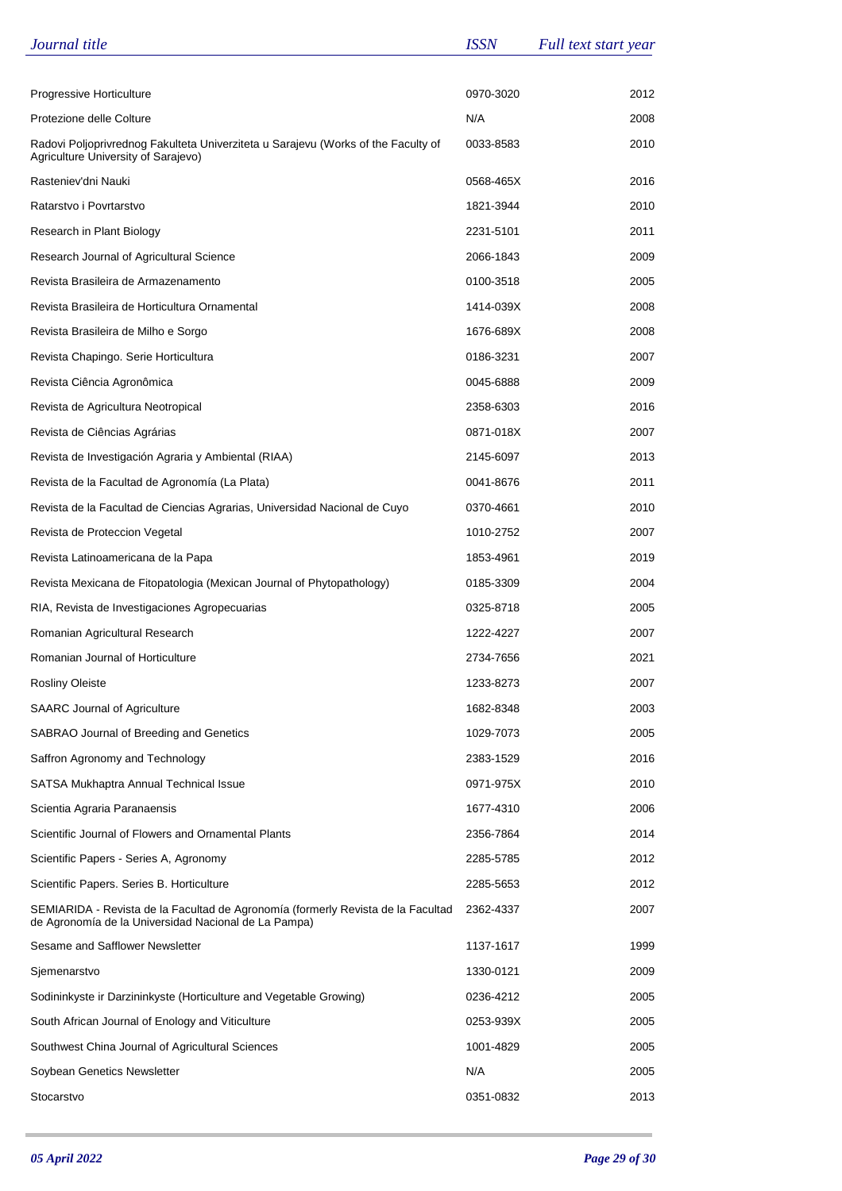| Journal title | ISSN | Full text start year |
|---|---|---|
| Progressive Horticulture | 0970-3020 | 2012 |
| Protezione delle Colture | N/A | 2008 |
| Radovi Poljoprivrednog Fakulteta Univerziteta u Sarajevu (Works of the Faculty of Agriculture University of Sarajevo) | 0033-8583 | 2010 |
| Rasteniev'dni Nauki | 0568-465X | 2016 |
| Ratarstvo i Povrtarstvo | 1821-3944 | 2010 |
| Research in Plant Biology | 2231-5101 | 2011 |
| Research Journal of Agricultural Science | 2066-1843 | 2009 |
| Revista Brasileira de Armazenamento | 0100-3518 | 2005 |
| Revista Brasileira de Horticultura Ornamental | 1414-039X | 2008 |
| Revista Brasileira de Milho e Sorgo | 1676-689X | 2008 |
| Revista Chapingo. Serie Horticultura | 0186-3231 | 2007 |
| Revista Ciência Agronômica | 0045-6888 | 2009 |
| Revista de Agricultura Neotropical | 2358-6303 | 2016 |
| Revista de Ciências Agrárias | 0871-018X | 2007 |
| Revista de Investigación Agraria y Ambiental (RIAA) | 2145-6097 | 2013 |
| Revista de la Facultad de Agronomía (La Plata) | 0041-8676 | 2011 |
| Revista de la Facultad de Ciencias Agrarias, Universidad Nacional de Cuyo | 0370-4661 | 2010 |
| Revista de Proteccion Vegetal | 1010-2752 | 2007 |
| Revista Latinoamericana de la Papa | 1853-4961 | 2019 |
| Revista Mexicana de Fitopatologia (Mexican Journal of Phytopathology) | 0185-3309 | 2004 |
| RIA, Revista de Investigaciones Agropecuarias | 0325-8718 | 2005 |
| Romanian Agricultural Research | 1222-4227 | 2007 |
| Romanian Journal of Horticulture | 2734-7656 | 2021 |
| Rosliny Oleiste | 1233-8273 | 2007 |
| SAARC Journal of Agriculture | 1682-8348 | 2003 |
| SABRAO Journal of Breeding and Genetics | 1029-7073 | 2005 |
| Saffron Agronomy and Technology | 2383-1529 | 2016 |
| SATSA Mukhaptra Annual Technical Issue | 0971-975X | 2010 |
| Scientia Agraria Paranaensis | 1677-4310 | 2006 |
| Scientific Journal of Flowers and Ornamental Plants | 2356-7864 | 2014 |
| Scientific Papers - Series A, Agronomy | 2285-5785 | 2012 |
| Scientific Papers. Series B. Horticulture | 2285-5653 | 2012 |
| SEMIARIDA - Revista de la Facultad de Agronomía (formerly Revista de la Facultad de Agronomía de la Universidad Nacional de La Pampa) | 2362-4337 | 2007 |
| Sesame and Safflower Newsletter | 1137-1617 | 1999 |
| Sjemenarstvo | 1330-0121 | 2009 |
| Sodininkyste ir Darzininkyste (Horticulture and Vegetable Growing) | 0236-4212 | 2005 |
| South African Journal of Enology and Viticulture | 0253-939X | 2005 |
| Southwest China Journal of Agricultural Sciences | 1001-4829 | 2005 |
| Soybean Genetics Newsletter | N/A | 2005 |
| Stocarstvo | 0351-0832 | 2013 |

*05 April 2022*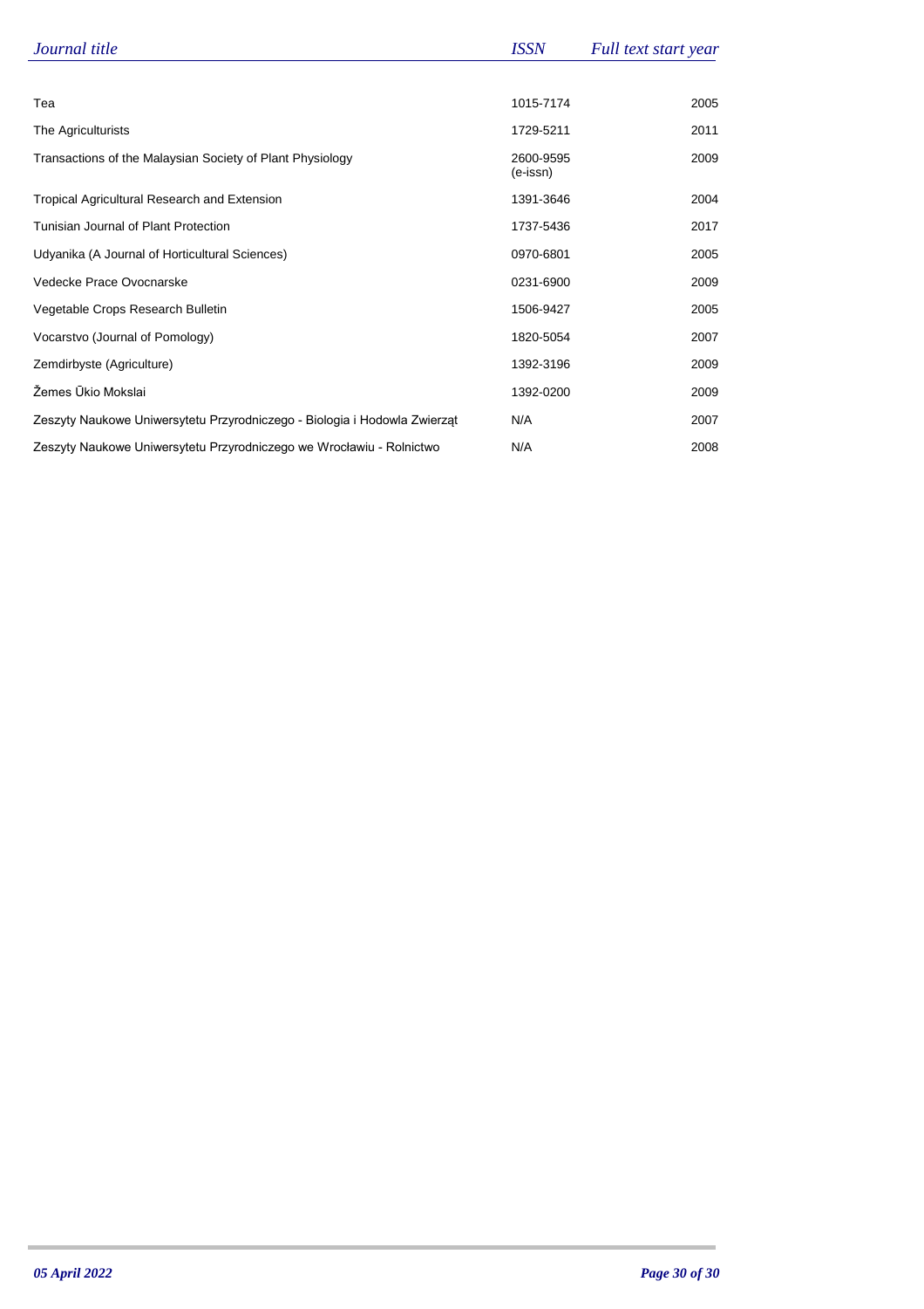| *Journal title* | *ISSN* | *Full text start year* |
| --- | --- | --- |
| Tea | 1015-7174 | 2005 |
| The Agriculturists | 1729-5211 | 2011 |
| Transactions of the Malaysian Society of Plant Physiology | 2600-9595 (e-issn) | 2009 |
| Tropical Agricultural Research and Extension | 1391-3646 | 2004 |
| Tunisian Journal of Plant Protection | 1737-5436 | 2017 |
| Udyanika (A Journal of Horticultural Sciences) | 0970-6801 | 2005 |
| Vedecke Prace Ovocnarske | 0231-6900 | 2009 |
| Vegetable Crops Research Bulletin | 1506-9427 | 2005 |
| Vocarstvo (Journal of Pomology) | 1820-5054 | 2007 |
| Zemdirbyste (Agriculture) | 1392-3196 | 2009 |
| Žemes Ūkio Mokslai | 1392-0200 | 2009 |
| Zeszyty Naukowe Uniwersytetu Przyrodniczego - Biologia i Hodowla Zwierząt | N/A | 2007 |
| Zeszyty Naukowe Uniwersytetu Przyrodniczego we Wrocławiu - Rolnictwo | N/A | 2008 |